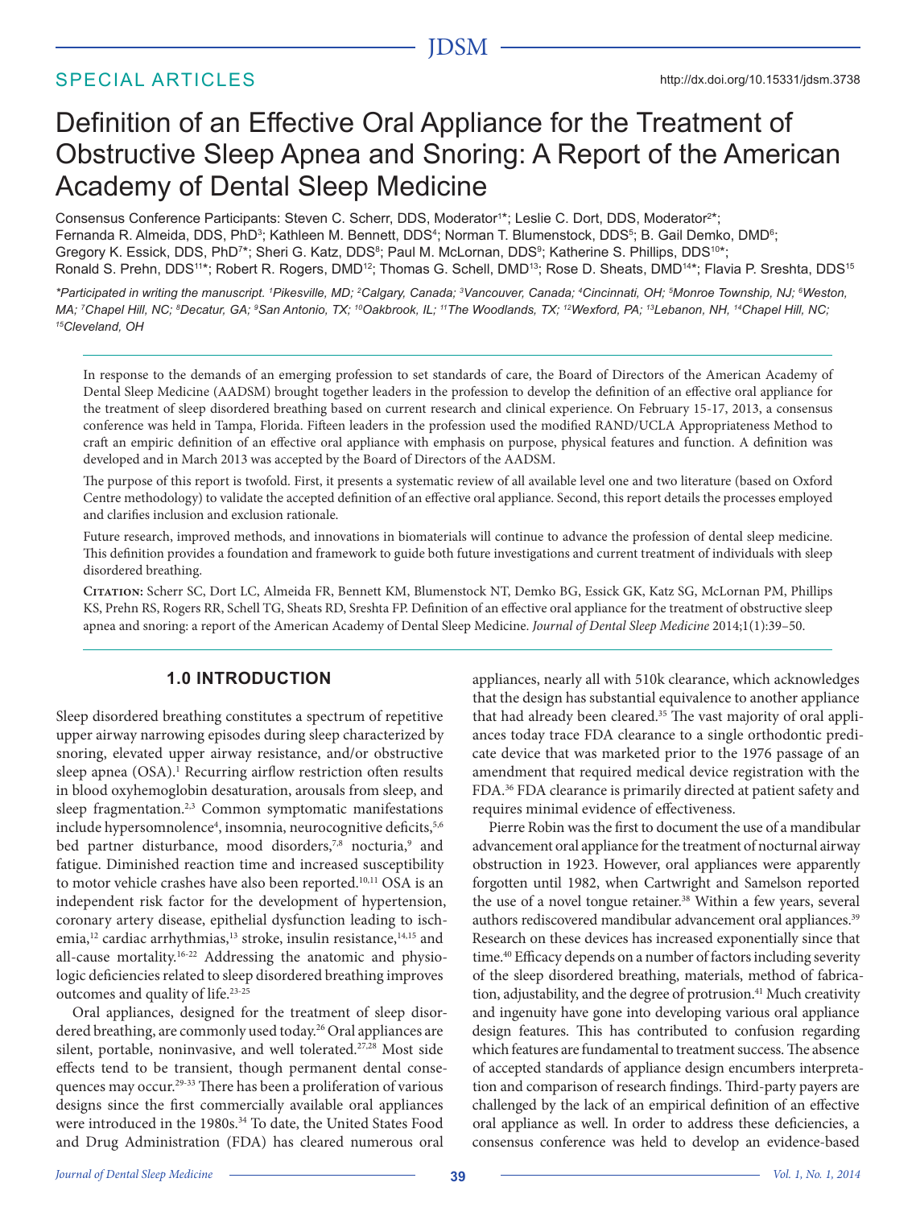SPECIAL ARTICLES

http://dx.doi.org/10.15331/jdsm.3738

# Definition of an Effective Oral Appliance for the Treatment of Obstructive Sleep Apnea and Snoring: A Report of the American Academy of Dental Sleep Medicine

Consensus Conference Participants: Steven C. Scherr, DDS, Moderator[1]*; Leslie C. Dort, DDS, Moderator[2]*; Fernanda R. Almeida, DDS, PhD[3]; Kathleen M. Bennett, DDS[4]; Norman T. Blumenstock, DDS[5]; B. Gail Demko, DMD[6]; Gregory K. Essick, DDS, PhD[7]*; Sheri G. Katz, DDS[8]; Paul M. McLornan, DDS[9]; Katherine S. Phillips, DDS[10]*; Ronald S. Prehn, DDS[11]*; Robert R. Rogers, DMD[12]; Thomas G. Schell, DMD[13]; Rose D. Sheats, DMD[14]*; Flavia P. Sreshta, DDS[15]

*\*Participated in writing the manuscript. [1]Pikesville, MD; [2]Calgary, Canada; [3]Vancouver, Canada; [4]Cincinnati, OH; [5]Monroe Township, NJ; [6]Weston, MA; [7]Chapel Hill, NC; [8]Decatur, GA; [9]San Antonio, TX; [10]Oakbrook, IL; [11]The Woodlands, TX; [12]Wexford, PA; [13]Lebanon, NH, [14]Chapel Hill, NC; [15]Cleveland, OH*

In response to the demands of an emerging profession to set standards of care, the Board of Directors of the American Academy of Dental Sleep Medicine (AADSM) brought together leaders in the profession to develop the definition of an effective oral appliance for the treatment of sleep disordered breathing based on current research and clinical experience. On February 15-17, 2013, a consensus conference was held in Tampa, Florida. Fifteen leaders in the profession used the modified RAND/UCLA Appropriateness Method to craft an empiric definition of an effective oral appliance with emphasis on purpose, physical features and function. A definition was developed and in March 2013 was accepted by the Board of Directors of the AADSM.

The purpose of this report is twofold. First, it presents a systematic review of all available level one and two literature (based on Oxford Centre methodology) to validate the accepted definition of an effective oral appliance. Second, this report details the processes employed and clarifies inclusion and exclusion rationale.

Future research, improved methods, and innovations in biomaterials will continue to advance the profession of dental sleep medicine. This definition provides a foundation and framework to guide both future investigations and current treatment of individuals with sleep disordered breathing.

**Citation:** Scherr SC, Dort LC, Almeida FR, Bennett KM, Blumenstock NT, Demko BG, Essick GK, Katz SG, McLornan PM, Phillips KS, Prehn RS, Rogers RR, Schell TG, Sheats RD, Sreshta FP. Definition of an effective oral appliance for the treatment of obstructive sleep apnea and snoring: a report of the American Academy of Dental Sleep Medicine. *Journal of Dental Sleep Medicine* 2014;1(1):39–50.

## 1.0 INTRODUCTION

Sleep disordered breathing constitutes a spectrum of repetitive upper airway narrowing episodes during sleep characterized by snoring, elevated upper airway resistance, and/or obstructive sleep apnea (OSA).[1] Recurring airflow restriction often results in blood oxyhemoglobin desaturation, arousals from sleep, and sleep fragmentation.[2,3] Common symptomatic manifestations include hypersomnolence[4], insomnia, neurocognitive deficits,[5,6] bed partner disturbance, mood disorders,[7,8] nocturia,[9] and fatigue. Diminished reaction time and increased susceptibility to motor vehicle crashes have also been reported.[10,11] OSA is an independent risk factor for the development of hypertension, coronary artery disease, epithelial dysfunction leading to ischemia,[12] cardiac arrhythmias,[13] stroke, insulin resistance,[14,15] and all-cause mortality.[16-22] Addressing the anatomic and physiologic deficiencies related to sleep disordered breathing improves outcomes and quality of life.[23-25]

Oral appliances, designed for the treatment of sleep disordered breathing, are commonly used today.[26] Oral appliances are silent, portable, noninvasive, and well tolerated.[27,28] Most side effects tend to be transient, though permanent dental consequences may occur.[29-33] There has been a proliferation of various designs since the first commercially available oral appliances were introduced in the 1980s.[34] To date, the United States Food and Drug Administration (FDA) has cleared numerous oral appliances, nearly all with 510k clearance, which acknowledges that the design has substantial equivalence to another appliance that had already been cleared.[35] The vast majority of oral appliances today trace FDA clearance to a single orthodontic predicate device that was marketed prior to the 1976 passage of an amendment that required medical device registration with the FDA.[36] FDA clearance is primarily directed at patient safety and requires minimal evidence of effectiveness.

Pierre Robin was the first to document the use of a mandibular advancement oral appliance for the treatment of nocturnal airway obstruction in 1923. However, oral appliances were apparently forgotten until 1982, when Cartwright and Samelson reported the use of a novel tongue retainer.[38] Within a few years, several authors rediscovered mandibular advancement oral appliances.[39] Research on these devices has increased exponentially since that time.[40] Efficacy depends on a number of factors including severity of the sleep disordered breathing, materials, method of fabrication, adjustability, and the degree of protrusion.[41] Much creativity and ingenuity have gone into developing various oral appliance design features. This has contributed to confusion regarding which features are fundamental to treatment success. The absence of accepted standards of appliance design encumbers interpretation and comparison of research findings. Third-party payers are challenged by the lack of an empirical definition of an effective oral appliance as well. In order to address these deficiencies, a consensus conference was held to develop an evidence-based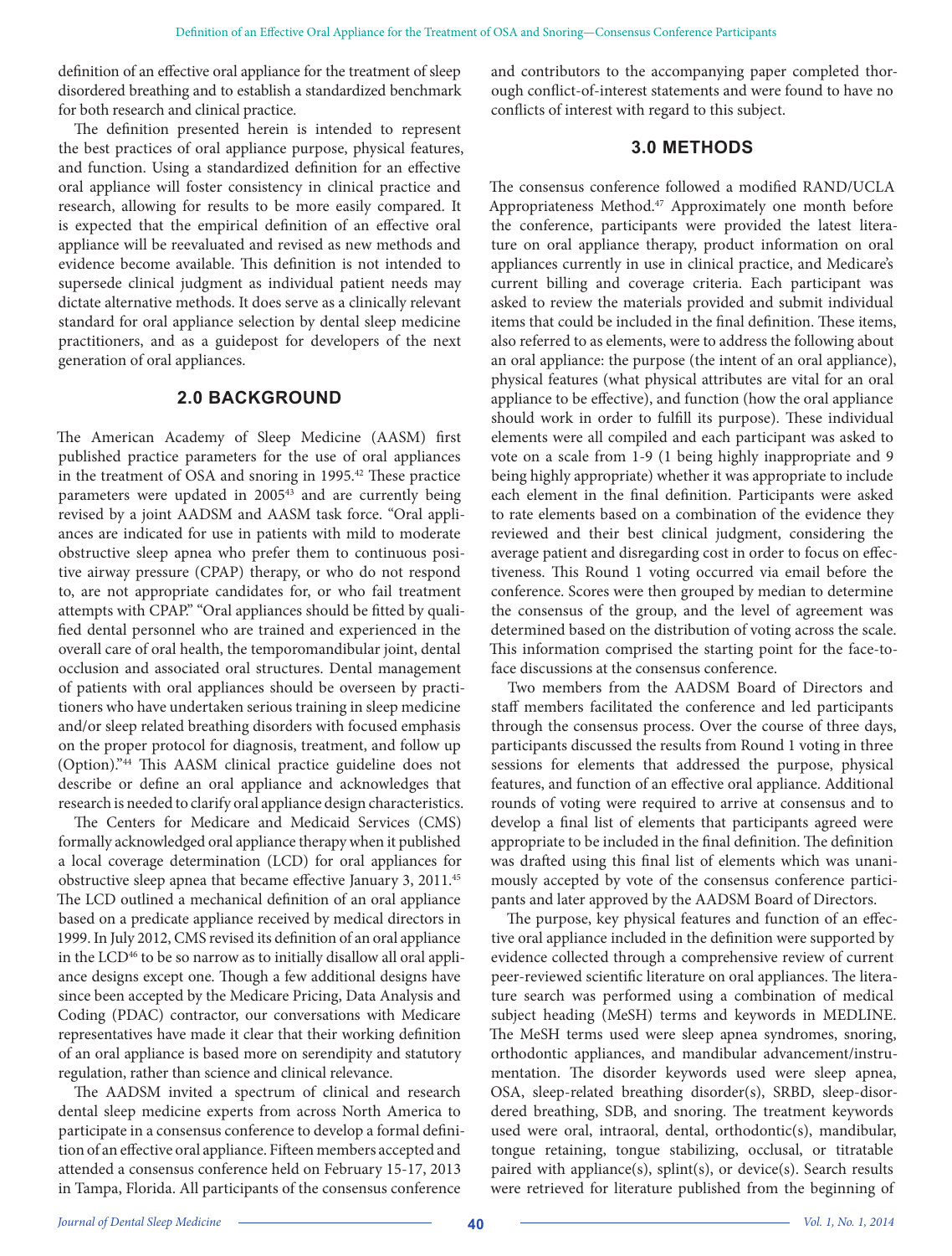definition of an effective oral appliance for the treatment of sleep disordered breathing and to establish a standardized benchmark for both research and clinical practice.

The definition presented herein is intended to represent the best practices of oral appliance purpose, physical features, and function. Using a standardized definition for an effective oral appliance will foster consistency in clinical practice and research, allowing for results to be more easily compared. It is expected that the empirical definition of an effective oral appliance will be reevaluated and revised as new methods and evidence become available. This definition is not intended to supersede clinical judgment as individual patient needs may dictate alternative methods. It does serve as a clinically relevant standard for oral appliance selection by dental sleep medicine practitioners, and as a guidepost for developers of the next generation of oral appliances.

## 2.0 BACKGROUND

The American Academy of Sleep Medicine (AASM) first published practice parameters for the use of oral appliances in the treatment of OSA and snoring in 1995.[42] These practice parameters were updated in 2005[43] and are currently being revised by a joint AADSM and AASM task force. "Oral appliances are indicated for use in patients with mild to moderate obstructive sleep apnea who prefer them to continuous positive airway pressure (CPAP) therapy, or who do not respond to, are not appropriate candidates for, or who fail treatment attempts with CPAP." "Oral appliances should be fitted by qualified dental personnel who are trained and experienced in the overall care of oral health, the temporomandibular joint, dental occlusion and associated oral structures. Dental management of patients with oral appliances should be overseen by practitioners who have undertaken serious training in sleep medicine and/or sleep related breathing disorders with focused emphasis on the proper protocol for diagnosis, treatment, and follow up (Option)."[44] This AASM clinical practice guideline does not describe or define an oral appliance and acknowledges that research is needed to clarify oral appliance design characteristics.

The Centers for Medicare and Medicaid Services (CMS) formally acknowledged oral appliance therapy when it published a local coverage determination (LCD) for oral appliances for obstructive sleep apnea that became effective January 3, 2011.[45] The LCD outlined a mechanical definition of an oral appliance based on a predicate appliance received by medical directors in 1999. In July 2012, CMS revised its definition of an oral appliance in the LCD[46] to be so narrow as to initially disallow all oral appliance designs except one. Though a few additional designs have since been accepted by the Medicare Pricing, Data Analysis and Coding (PDAC) contractor, our conversations with Medicare representatives have made it clear that their working definition of an oral appliance is based more on serendipity and statutory regulation, rather than science and clinical relevance.

The AADSM invited a spectrum of clinical and research dental sleep medicine experts from across North America to participate in a consensus conference to develop a formal definition of an effective oral appliance. Fifteen members accepted and attended a consensus conference held on February 15-17, 2013 in Tampa, Florida. All participants of the consensus conference and contributors to the accompanying paper completed thorough conflict-of-interest statements and were found to have no conflicts of interest with regard to this subject.

## 3.0 METHODS

The consensus conference followed a modified RAND/UCLA Appropriateness Method.[47] Approximately one month before the conference, participants were provided the latest literature on oral appliance therapy, product information on oral appliances currently in use in clinical practice, and Medicare's current billing and coverage criteria. Each participant was asked to review the materials provided and submit individual items that could be included in the final definition. These items, also referred to as elements, were to address the following about an oral appliance: the purpose (the intent of an oral appliance), physical features (what physical attributes are vital for an oral appliance to be effective), and function (how the oral appliance should work in order to fulfill its purpose). These individual elements were all compiled and each participant was asked to vote on a scale from 1-9 (1 being highly inappropriate and 9 being highly appropriate) whether it was appropriate to include each element in the final definition. Participants were asked to rate elements based on a combination of the evidence they reviewed and their best clinical judgment, considering the average patient and disregarding cost in order to focus on effectiveness. This Round 1 voting occurred via email before the conference. Scores were then grouped by median to determine the consensus of the group, and the level of agreement was determined based on the distribution of voting across the scale. This information comprised the starting point for the face-to-face discussions at the consensus conference.

Two members from the AADSM Board of Directors and staff members facilitated the conference and led participants through the consensus process. Over the course of three days, participants discussed the results from Round 1 voting in three sessions for elements that addressed the purpose, physical features, and function of an effective oral appliance. Additional rounds of voting were required to arrive at consensus and to develop a final list of elements that participants agreed were appropriate to be included in the final definition. The definition was drafted using this final list of elements which was unanimously accepted by vote of the consensus conference participants and later approved by the AADSM Board of Directors.

The purpose, key physical features and function of an effective oral appliance included in the definition were supported by evidence collected through a comprehensive review of current peer-reviewed scientific literature on oral appliances. The literature search was performed using a combination of medical subject heading (MeSH) terms and keywords in MEDLINE. The MeSH terms used were sleep apnea syndromes, snoring, orthodontic appliances, and mandibular advancement/instrumentation. The disorder keywords used were sleep apnea, OSA, sleep-related breathing disorder(s), SRBD, sleep-disordered breathing, SDB, and snoring. The treatment keywords used were oral, intraoral, dental, orthodontic(s), mandibular, tongue retaining, tongue stabilizing, occlusal, or titratable paired with appliance(s), splint(s), or device(s). Search results were retrieved for literature published from the beginning of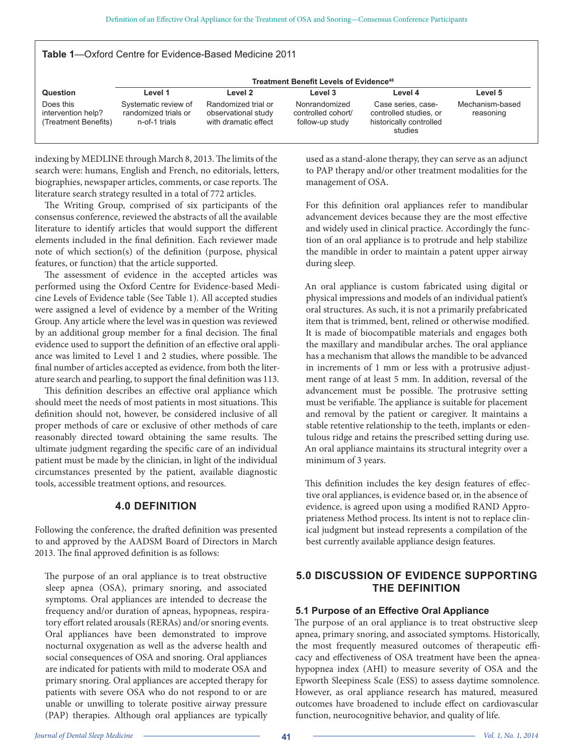**Table 1**—Oxford Centre for Evidence-Based Medicine 2011

| Question | Treatment Benefit Levels of Evidence[48] | | | | |
|---|---|---|---|---|---|
| | Level 1 | Level 2 | Level 3 | Level 4 | Level 5 |
| Does this intervention help? (Treatment Benefits) | Systematic review of randomized trials or n-of-1 trials | Randomized trial or observational study with dramatic effect | Nonrandomized controlled cohort/ follow-up study | Case series, case-controlled studies, or historically controlled studies | Mechanism-based reasoning |

indexing by MEDLINE through March 8, 2013. The limits of the search were: humans, English and French, no editorials, letters, biographies, newspaper articles, comments, or case reports. The literature search strategy resulted in a total of 772 articles.

The Writing Group, comprised of six participants of the consensus conference, reviewed the abstracts of all the available literature to identify articles that would support the different elements included in the final definition. Each reviewer made note of which section(s) of the definition (purpose, physical features, or function) that the article supported.

The assessment of evidence in the accepted articles was performed using the Oxford Centre for Evidence-based Medicine Levels of Evidence table (See Table 1). All accepted studies were assigned a level of evidence by a member of the Writing Group. Any article where the level was in question was reviewed by an additional group member for a final decision. The final evidence used to support the definition of an effective oral appliance was limited to Level 1 and 2 studies, where possible. The final number of articles accepted as evidence, from both the literature search and pearling, to support the final definition was 113.

This definition describes an effective oral appliance which should meet the needs of most patients in most situations. This definition should not, however, be considered inclusive of all proper methods of care or exclusive of other methods of care reasonably directed toward obtaining the same results. The ultimate judgment regarding the specific care of an individual patient must be made by the clinician, in light of the individual circumstances presented by the patient, available diagnostic tools, accessible treatment options, and resources.

## 4.0 DEFINITION

Following the conference, the drafted definition was presented to and approved by the AADSM Board of Directors in March 2013. The final approved definition is as follows:

> The purpose of an oral appliance is to treat obstructive sleep apnea (OSA), primary snoring, and associated symptoms. Oral appliances are intended to decrease the frequency and/or duration of apneas, hypopneas, respiratory effort related arousals (RERAs) and/or snoring events. Oral appliances have been demonstrated to improve nocturnal oxygenation as well as the adverse health and social consequences of OSA and snoring. Oral appliances are indicated for patients with mild to moderate OSA and primary snoring. Oral appliances are accepted therapy for patients with severe OSA who do not respond to or are unable or unwilling to tolerate positive airway pressure (PAP) therapies. Although oral appliances are typically used as a stand-alone therapy, they can serve as an adjunct to PAP therapy and/or other treatment modalities for the management of OSA.
>
> For this definition oral appliances refer to mandibular advancement devices because they are the most effective and widely used in clinical practice. Accordingly the function of an oral appliance is to protrude and help stabilize the mandible in order to maintain a patent upper airway during sleep.
>
> An oral appliance is custom fabricated using digital or physical impressions and models of an individual patient's oral structures. As such, it is not a primarily prefabricated item that is trimmed, bent, relined or otherwise modified. It is made of biocompatible materials and engages both the maxillary and mandibular arches. The oral appliance has a mechanism that allows the mandible to be advanced in increments of 1 mm or less with a protrusive adjustment range of at least 5 mm. In addition, reversal of the advancement must be possible. The protrusive setting must be verifiable. The appliance is suitable for placement and removal by the patient or caregiver. It maintains a stable retentive relationship to the teeth, implants or edentulous ridge and retains the prescribed setting during use. An oral appliance maintains its structural integrity over a minimum of 3 years.
>
> This definition includes the key design features of effective oral appliances, is evidence based or, in the absence of evidence, is agreed upon using a modified RAND Appropriateness Method process. Its intent is not to replace clinical judgment but instead represents a compilation of the best currently available appliance design features.

## 5.0 DISCUSSION OF EVIDENCE SUPPORTING THE DEFINITION

### 5.1 Purpose of an Effective Oral Appliance

The purpose of an oral appliance is to treat obstructive sleep apnea, primary snoring, and associated symptoms. Historically, the most frequently measured outcomes of therapeutic efficacy and effectiveness of OSA treatment have been the apnea-hypopnea index (AHI) to measure severity of OSA and the Epworth Sleepiness Scale (ESS) to assess daytime somnolence. However, as oral appliance research has matured, measured outcomes have broadened to include effect on cardiovascular function, neurocognitive behavior, and quality of life.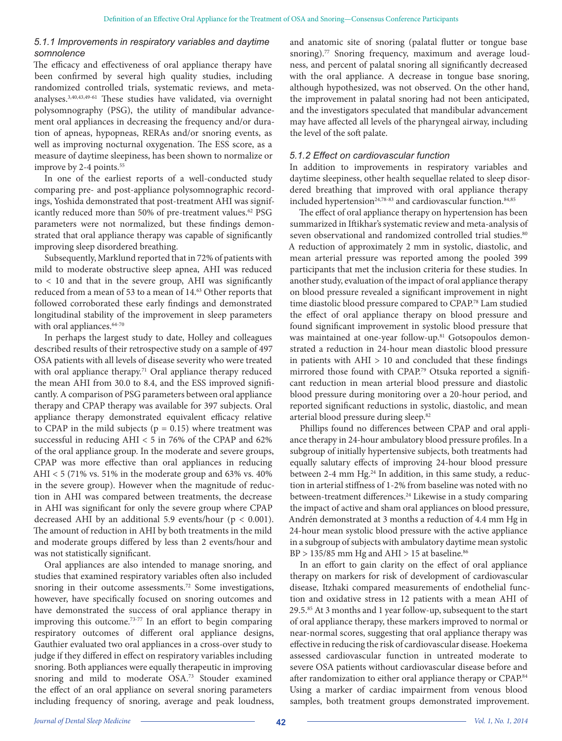### 5.1.1 Improvements in respiratory variables and daytime somnolence

The efficacy and effectiveness of oral appliance therapy have been confirmed by several high quality studies, including randomized controlled trials, systematic reviews, and meta-analyses.[3,40,43,49-61] These studies have validated, via overnight polysomnography (PSG), the utility of mandibular advancement oral appliances in decreasing the frequency and/or duration of apneas, hypopneas, RERAs and/or snoring events, as well as improving nocturnal oxygenation. The ESS score, as a measure of daytime sleepiness, has been shown to normalize or improve by 2-4 points.[55]

In one of the earliest reports of a well-conducted study comparing pre- and post-appliance polysomnographic recordings, Yoshida demonstrated that post-treatment AHI was significantly reduced more than 50% of pre-treatment values.[62] PSG parameters were not normalized, but these findings demonstrated that oral appliance therapy was capable of significantly improving sleep disordered breathing.

Subsequently, Marklund reported that in 72% of patients with mild to moderate obstructive sleep apnea, AHI was reduced to < 10 and that in the severe group, AHI was significantly reduced from a mean of 53 to a mean of 14.[63] Other reports that followed corroborated these early findings and demonstrated longitudinal stability of the improvement in sleep parameters with oral appliances.[64-70]

In perhaps the largest study to date, Holley and colleagues described results of their retrospective study on a sample of 497 OSA patients with all levels of disease severity who were treated with oral appliance therapy.[71] Oral appliance therapy reduced the mean AHI from 30.0 to 8.4, and the ESS improved significantly. A comparison of PSG parameters between oral appliance therapy and CPAP therapy was available for 397 subjects. Oral appliance therapy demonstrated equivalent efficacy relative to CPAP in the mild subjects ($p = 0.15$) where treatment was successful in reducing AHI < 5 in 76% of the CPAP and 62% of the oral appliance group. In the moderate and severe groups, CPAP was more effective than oral appliances in reducing AHI < 5 (71% vs. 51% in the moderate group and 63% vs. 40% in the severe group). However when the magnitude of reduction in AHI was compared between treatments, the decrease in AHI was significant for only the severe group where CPAP decreased AHI by an additional 5.9 events/hour ($p < 0.001$). The amount of reduction in AHI by both treatments in the mild and moderate groups differed by less than 2 events/hour and was not statistically significant.

Oral appliances are also intended to manage snoring, and studies that examined respiratory variables often also included snoring in their outcome assessments.[72] Some investigations, however, have specifically focused on snoring outcomes and have demonstrated the success of oral appliance therapy in improving this outcome.[73-77] In an effort to begin comparing respiratory outcomes of different oral appliance designs, Gauthier evaluated two oral appliances in a cross-over study to judge if they differed in effect on respiratory variables including snoring. Both appliances were equally therapeutic in improving snoring and mild to moderate OSA.[73] Stouder examined the effect of an oral appliance on several snoring parameters including frequency of snoring, average and peak loudness, and anatomic site of snoring (palatal flutter or tongue base snoring).[77] Snoring frequency, maximum and average loudness, and percent of palatal snoring all significantly decreased with the oral appliance. A decrease in tongue base snoring, although hypothesized, was not observed. On the other hand, the improvement in palatal snoring had not been anticipated, and the investigators speculated that mandibular advancement may have affected all levels of the pharyngeal airway, including the level of the soft palate.

### 5.1.2 Effect on cardiovascular function

In addition to improvements in respiratory variables and daytime sleepiness, other health sequellae related to sleep disordered breathing that improved with oral appliance therapy included hypertension[24,78-83] and cardiovascular function.[84,85]

The effect of oral appliance therapy on hypertension has been summarized in Iftikhar's systematic review and meta-analysis of seven observational and randomized controlled trial studies.[80] A reduction of approximately 2 mm in systolic, diastolic, and mean arterial pressure was reported among the pooled 399 participants that met the inclusion criteria for these studies. In another study, evaluation of the impact of oral appliance therapy on blood pressure revealed a significant improvement in night time diastolic blood pressure compared to CPAP.[78] Lam studied the effect of oral appliance therapy on blood pressure and found significant improvement in systolic blood pressure that was maintained at one-year follow-up.[81] Gotsopoulos demonstrated a reduction in 24-hour mean diastolic blood pressure in patients with AHI > 10 and concluded that these findings mirrored those found with CPAP.[79] Otsuka reported a significant reduction in mean arterial blood pressure and diastolic blood pressure during monitoring over a 20-hour period, and reported significant reductions in systolic, diastolic, and mean arterial blood pressure during sleep.[82]

Phillips found no differences between CPAP and oral appliance therapy in 24-hour ambulatory blood pressure profiles. In a subgroup of initially hypertensive subjects, both treatments had equally salutary effects of improving 24-hour blood pressure between 2-4 mm Hg.[24] In addition, in this same study, a reduction in arterial stiffness of 1-2% from baseline was noted with no between-treatment differences.[24] Likewise in a study comparing the impact of active and sham oral appliances on blood pressure, Andrén demonstrated at 3 months a reduction of 4.4 mm Hg in 24-hour mean systolic blood pressure with the active appliance in a subgroup of subjects with ambulatory daytime mean systolic BP > 135/85 mm Hg and AHI > 15 at baseline.[86]

In an effort to gain clarity on the effect of oral appliance therapy on markers for risk of development of cardiovascular disease, Itzhaki compared measurements of endothelial function and oxidative stress in 12 patients with a mean AHI of 29.5.[85] At 3 months and 1 year follow-up, subsequent to the start of oral appliance therapy, these markers improved to normal or near-normal scores, suggesting that oral appliance therapy was effective in reducing the risk of cardiovascular disease. Hoekema assessed cardiovascular function in untreated moderate to severe OSA patients without cardiovascular disease before and after randomization to either oral appliance therapy or CPAP.[84] Using a marker of cardiac impairment from venous blood samples, both treatment groups demonstrated improvement.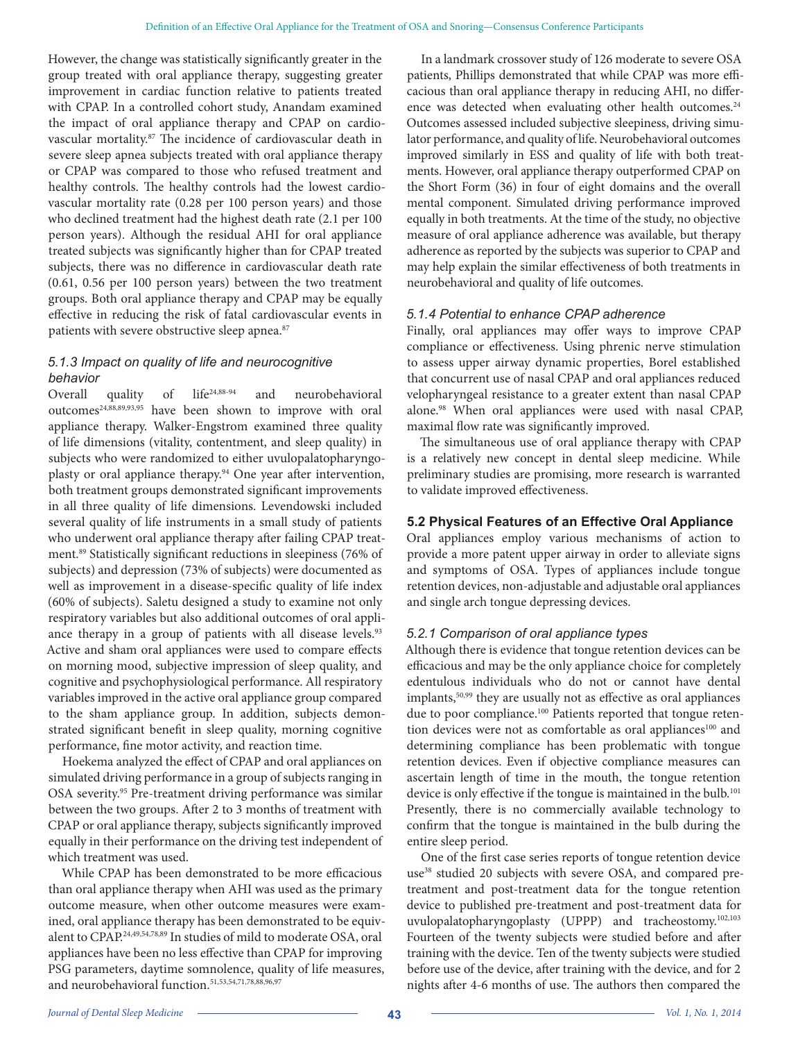However, the change was statistically significantly greater in the group treated with oral appliance therapy, suggesting greater improvement in cardiac function relative to patients treated with CPAP. In a controlled cohort study, Anandam examined the impact of oral appliance therapy and CPAP on cardiovascular mortality.[87] The incidence of cardiovascular death in severe sleep apnea subjects treated with oral appliance therapy or CPAP was compared to those who refused treatment and healthy controls. The healthy controls had the lowest cardiovascular mortality rate (0.28 per 100 person years) and those who declined treatment had the highest death rate (2.1 per 100 person years). Although the residual AHI for oral appliance treated subjects was significantly higher than for CPAP treated subjects, there was no difference in cardiovascular death rate (0.61, 0.56 per 100 person years) between the two treatment groups. Both oral appliance therapy and CPAP may be equally effective in reducing the risk of fatal cardiovascular events in patients with severe obstructive sleep apnea.[87]

### *5.1.3 Impact on quality of life and neurocognitive behavior*

Overall quality of life[24,88-94] and neurobehavioral outcomes[24,88,89,93,95] have been shown to improve with oral appliance therapy. Walker-Engstrom examined three quality of life dimensions (vitality, contentment, and sleep quality) in subjects who were randomized to either uvulopalatopharyngoplasty or oral appliance therapy.[94] One year after intervention, both treatment groups demonstrated significant improvements in all three quality of life dimensions. Levendowski included several quality of life instruments in a small study of patients who underwent oral appliance therapy after failing CPAP treatment.[89] Statistically significant reductions in sleepiness (76% of subjects) and depression (73% of subjects) were documented as well as improvement in a disease-specific quality of life index (60% of subjects). Saletu designed a study to examine not only respiratory variables but also additional outcomes of oral appliance therapy in a group of patients with all disease levels.[93] Active and sham oral appliances were used to compare effects on morning mood, subjective impression of sleep quality, and cognitive and psychophysiological performance. All respiratory variables improved in the active oral appliance group compared to the sham appliance group. In addition, subjects demonstrated significant benefit in sleep quality, morning cognitive performance, fine motor activity, and reaction time.

Hoekema analyzed the effect of CPAP and oral appliances on simulated driving performance in a group of subjects ranging in OSA severity.[95] Pre-treatment driving performance was similar between the two groups. After 2 to 3 months of treatment with CPAP or oral appliance therapy, subjects significantly improved equally in their performance on the driving test independent of which treatment was used.

While CPAP has been demonstrated to be more efficacious than oral appliance therapy when AHI was used as the primary outcome measure, when other outcome measures were examined, oral appliance therapy has been demonstrated to be equivalent to CPAP.[24,49,54,78,89] In studies of mild to moderate OSA, oral appliances have been no less effective than CPAP for improving PSG parameters, daytime somnolence, quality of life measures, and neurobehavioral function.[51,53,54,71,78,88,96,97]

In a landmark crossover study of 126 moderate to severe OSA patients, Phillips demonstrated that while CPAP was more efficacious than oral appliance therapy in reducing AHI, no difference was detected when evaluating other health outcomes.[24] Outcomes assessed included subjective sleepiness, driving simulator performance, and quality of life. Neurobehavioral outcomes improved similarly in ESS and quality of life with both treatments. However, oral appliance therapy outperformed CPAP on the Short Form (36) in four of eight domains and the overall mental component. Simulated driving performance improved equally in both treatments. At the time of the study, no objective measure of oral appliance adherence was available, but therapy adherence as reported by the subjects was superior to CPAP and may help explain the similar effectiveness of both treatments in neurobehavioral and quality of life outcomes.

### *5.1.4 Potential to enhance CPAP adherence*

Finally, oral appliances may offer ways to improve CPAP compliance or effectiveness. Using phrenic nerve stimulation to assess upper airway dynamic properties, Borel established that concurrent use of nasal CPAP and oral appliances reduced velopharyngeal resistance to a greater extent than nasal CPAP alone.[98] When oral appliances were used with nasal CPAP, maximal flow rate was significantly improved.

The simultaneous use of oral appliance therapy with CPAP is a relatively new concept in dental sleep medicine. While preliminary studies are promising, more research is warranted to validate improved effectiveness.

## 5.2 Physical Features of an Effective Oral Appliance

Oral appliances employ various mechanisms of action to provide a more patent upper airway in order to alleviate signs and symptoms of OSA. Types of appliances include tongue retention devices, non-adjustable and adjustable oral appliances and single arch tongue depressing devices.

### *5.2.1 Comparison of oral appliance types*

Although there is evidence that tongue retention devices can be efficacious and may be the only appliance choice for completely edentulous individuals who do not or cannot have dental implants,[50,99] they are usually not as effective as oral appliances due to poor compliance.[100] Patients reported that tongue retention devices were not as comfortable as oral appliances[100] and determining compliance has been problematic with tongue retention devices. Even if objective compliance measures can ascertain length of time in the mouth, the tongue retention device is only effective if the tongue is maintained in the bulb.[101] Presently, there is no commercially available technology to confirm that the tongue is maintained in the bulb during the entire sleep period.

One of the first case series reports of tongue retention device use[38] studied 20 subjects with severe OSA, and compared pre-treatment and post-treatment data for the tongue retention device to published pre-treatment and post-treatment data for uvulopalatopharyngoplasty (UPPP) and tracheostomy.[102,103] Fourteen of the twenty subjects were studied before and after training with the device. Ten of the twenty subjects were studied before use of the device, after training with the device, and for 2 nights after 4-6 months of use. The authors then compared the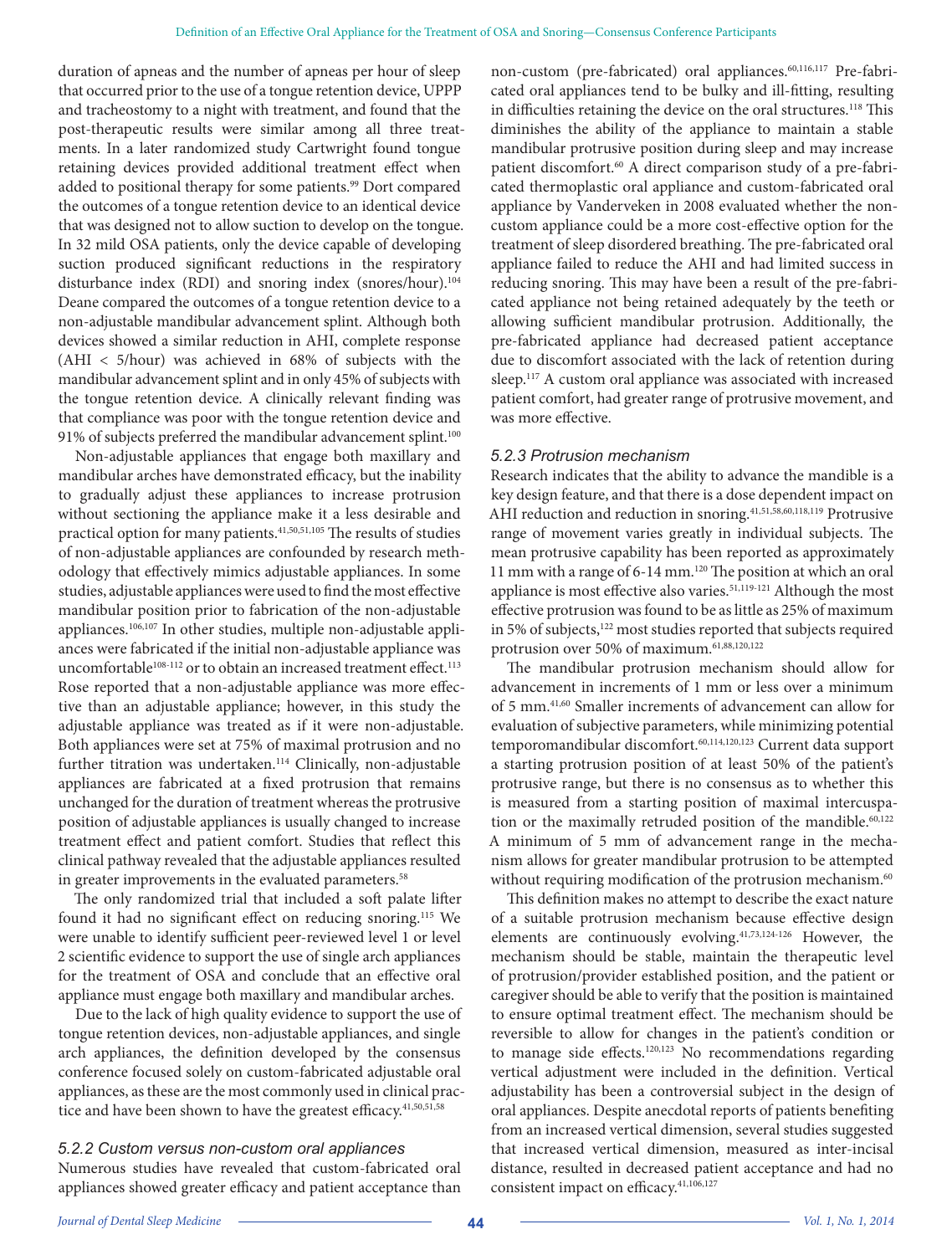duration of apneas and the number of apneas per hour of sleep that occurred prior to the use of a tongue retention device, UPPP and tracheostomy to a night with treatment, and found that the post-therapeutic results were similar among all three treatments. In a later randomized study Cartwright found tongue retaining devices provided additional treatment effect when added to positional therapy for some patients.[99] Dort compared the outcomes of a tongue retention device to an identical device that was designed not to allow suction to develop on the tongue. In 32 mild OSA patients, only the device capable of developing suction produced significant reductions in the respiratory disturbance index (RDI) and snoring index (snores/hour).[104] Deane compared the outcomes of a tongue retention device to a non-adjustable mandibular advancement splint. Although both devices showed a similar reduction in AHI, complete response (AHI < 5/hour) was achieved in 68% of subjects with the mandibular advancement splint and in only 45% of subjects with the tongue retention device. A clinically relevant finding was that compliance was poor with the tongue retention device and 91% of subjects preferred the mandibular advancement splint.[100]

Non-adjustable appliances that engage both maxillary and mandibular arches have demonstrated efficacy, but the inability to gradually adjust these appliances to increase protrusion without sectioning the appliance make it a less desirable and practical option for many patients.[41,50,51,105] The results of studies of non-adjustable appliances are confounded by research methodology that effectively mimics adjustable appliances. In some studies, adjustable appliances were used to find the most effective mandibular position prior to fabrication of the non-adjustable appliances.[106,107] In other studies, multiple non-adjustable appliances were fabricated if the initial non-adjustable appliance was uncomfortable[108-112] or to obtain an increased treatment effect.[113] Rose reported that a non-adjustable appliance was more effective than an adjustable appliance; however, in this study the adjustable appliance was treated as if it were non-adjustable. Both appliances were set at 75% of maximal protrusion and no further titration was undertaken.[114] Clinically, non-adjustable appliances are fabricated at a fixed protrusion that remains unchanged for the duration of treatment whereas the protrusive position of adjustable appliances is usually changed to increase treatment effect and patient comfort. Studies that reflect this clinical pathway revealed that the adjustable appliances resulted in greater improvements in the evaluated parameters.[58]

The only randomized trial that included a soft palate lifter found it had no significant effect on reducing snoring.[115] We were unable to identify sufficient peer-reviewed level 1 or level 2 scientific evidence to support the use of single arch appliances for the treatment of OSA and conclude that an effective oral appliance must engage both maxillary and mandibular arches.

Due to the lack of high quality evidence to support the use of tongue retention devices, non-adjustable appliances, and single arch appliances, the definition developed by the consensus conference focused solely on custom-fabricated adjustable oral appliances, as these are the most commonly used in clinical practice and have been shown to have the greatest efficacy.[41,50,51,58]

### *5.2.2 Custom versus non-custom oral appliances*

Numerous studies have revealed that custom-fabricated oral appliances showed greater efficacy and patient acceptance than non-custom (pre-fabricated) oral appliances.[60,116,117] Pre-fabricated oral appliances tend to be bulky and ill-fitting, resulting in difficulties retaining the device on the oral structures.[118] This diminishes the ability of the appliance to maintain a stable mandibular protrusive position during sleep and may increase patient discomfort.[60] A direct comparison study of a pre-fabricated thermoplastic oral appliance and custom-fabricated oral appliance by Vanderveken in 2008 evaluated whether the non-custom appliance could be a more cost-effective option for the treatment of sleep disordered breathing. The pre-fabricated oral appliance failed to reduce the AHI and had limited success in reducing snoring. This may have been a result of the pre-fabricated appliance not being retained adequately by the teeth or allowing sufficient mandibular protrusion. Additionally, the pre-fabricated appliance had decreased patient acceptance due to discomfort associated with the lack of retention during sleep.[117] A custom oral appliance was associated with increased patient comfort, had greater range of protrusive movement, and was more effective.

### *5.2.3 Protrusion mechanism*

Research indicates that the ability to advance the mandible is a key design feature, and that there is a dose dependent impact on AHI reduction and reduction in snoring.[41,51,58,60,118,119] Protrusive range of movement varies greatly in individual subjects. The mean protrusive capability has been reported as approximately 11 mm with a range of 6-14 mm.[120] The position at which an oral appliance is most effective also varies.[51,119-121] Although the most effective protrusion was found to be as little as 25% of maximum in 5% of subjects,[122] most studies reported that subjects required protrusion over 50% of maximum.[61,88,120,122]

The mandibular protrusion mechanism should allow for advancement in increments of 1 mm or less over a minimum of 5 mm.[41,60] Smaller increments of advancement can allow for evaluation of subjective parameters, while minimizing potential temporomandibular discomfort.[60,114,120,123] Current data support a starting protrusion position of at least 50% of the patient's protrusive range, but there is no consensus as to whether this is measured from a starting position of maximal intercuspation or the maximally retruded position of the mandible.[60,122] A minimum of 5 mm of advancement range in the mechanism allows for greater mandibular protrusion to be attempted without requiring modification of the protrusion mechanism.[60]

This definition makes no attempt to describe the exact nature of a suitable protrusion mechanism because effective design elements are continuously evolving.[41,73,124-126] However, the mechanism should be stable, maintain the therapeutic level of protrusion/provider established position, and the patient or caregiver should be able to verify that the position is maintained to ensure optimal treatment effect. The mechanism should be reversible to allow for changes in the patient's condition or to manage side effects.[120,123] No recommendations regarding vertical adjustment were included in the definition. Vertical adjustability has been a controversial subject in the design of oral appliances. Despite anecdotal reports of patients benefiting from an increased vertical dimension, several studies suggested that increased vertical dimension, measured as inter-incisal distance, resulted in decreased patient acceptance and had no consistent impact on efficacy.[41,106,127]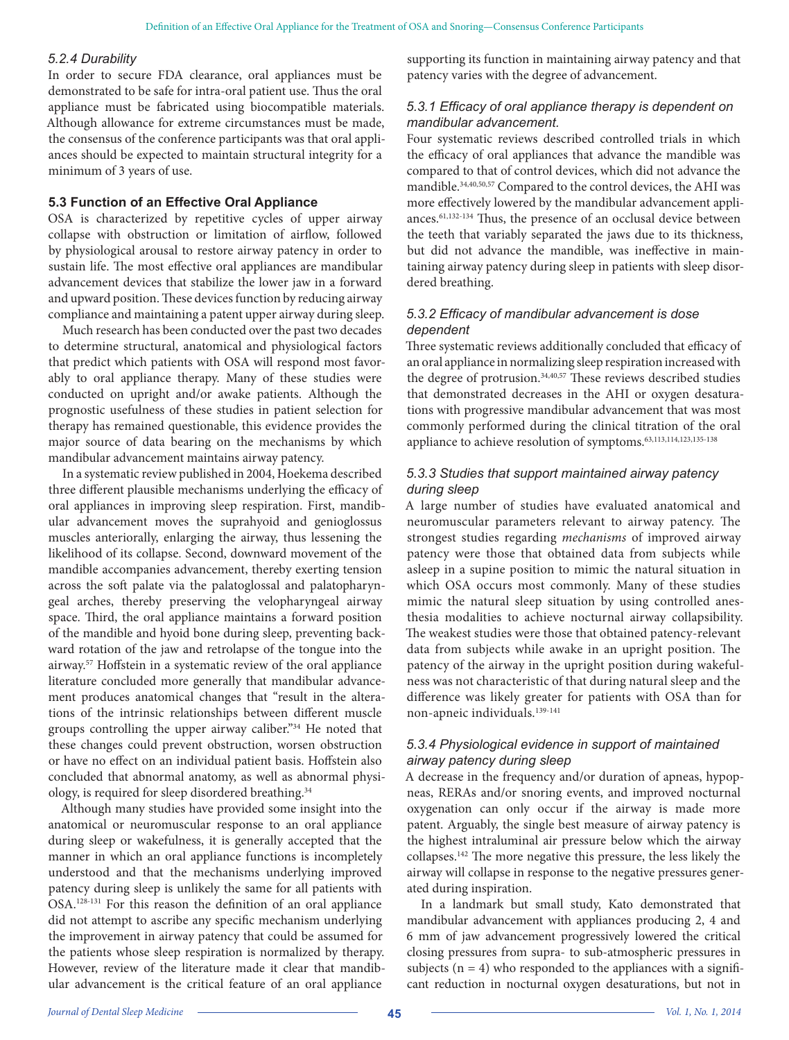### 5.2.4 Durability

In order to secure FDA clearance, oral appliances must be demonstrated to be safe for intra-oral patient use. Thus the oral appliance must be fabricated using biocompatible materials. Although allowance for extreme circumstances must be made, the consensus of the conference participants was that oral appliances should be expected to maintain structural integrity for a minimum of 3 years of use.

## 5.3 Function of an Effective Oral Appliance

OSA is characterized by repetitive cycles of upper airway collapse with obstruction or limitation of airflow, followed by physiological arousal to restore airway patency in order to sustain life. The most effective oral appliances are mandibular advancement devices that stabilize the lower jaw in a forward and upward position. These devices function by reducing airway compliance and maintaining a patent upper airway during sleep.

Much research has been conducted over the past two decades to determine structural, anatomical and physiological factors that predict which patients with OSA will respond most favorably to oral appliance therapy. Many of these studies were conducted on upright and/or awake patients. Although the prognostic usefulness of these studies in patient selection for therapy has remained questionable, this evidence provides the major source of data bearing on the mechanisms by which mandibular advancement maintains airway patency.

In a systematic review published in 2004, Hoekema described three different plausible mechanisms underlying the efficacy of oral appliances in improving sleep respiration. First, mandibular advancement moves the suprahyoid and genioglossus muscles anteriorally, enlarging the airway, thus lessening the likelihood of its collapse. Second, downward movement of the mandible accompanies advancement, thereby exerting tension across the soft palate via the palatoglossal and palatopharyngeal arches, thereby preserving the velopharyngeal airway space. Third, the oral appliance maintains a forward position of the mandible and hyoid bone during sleep, preventing backward rotation of the jaw and retrolapse of the tongue into the airway.[57] Hoffstein in a systematic review of the oral appliance literature concluded more generally that mandibular advancement produces anatomical changes that "result in the alterations of the intrinsic relationships between different muscle groups controlling the upper airway caliber."[34] He noted that these changes could prevent obstruction, worsen obstruction or have no effect on an individual patient basis. Hoffstein also concluded that abnormal anatomy, as well as abnormal physiology, is required for sleep disordered breathing.[34]

Although many studies have provided some insight into the anatomical or neuromuscular response to an oral appliance during sleep or wakefulness, it is generally accepted that the manner in which an oral appliance functions is incompletely understood and that the mechanisms underlying improved patency during sleep is unlikely the same for all patients with OSA.[128-131] For this reason the definition of an oral appliance did not attempt to ascribe any specific mechanism underlying the improvement in airway patency that could be assumed for the patients whose sleep respiration is normalized by therapy. However, review of the literature made it clear that mandibular advancement is the critical feature of an oral appliance supporting its function in maintaining airway patency and that patency varies with the degree of advancement.

### 5.3.1 Efficacy of oral appliance therapy is dependent on mandibular advancement.

Four systematic reviews described controlled trials in which the efficacy of oral appliances that advance the mandible was compared to that of control devices, which did not advance the mandible.[34,40,50,57] Compared to the control devices, the AHI was more effectively lowered by the mandibular advancement appliances.[61,132-134] Thus, the presence of an occlusal device between the teeth that variably separated the jaws due to its thickness, but did not advance the mandible, was ineffective in maintaining airway patency during sleep in patients with sleep disordered breathing.

### 5.3.2 Efficacy of mandibular advancement is dose dependent

Three systematic reviews additionally concluded that efficacy of an oral appliance in normalizing sleep respiration increased with the degree of protrusion.[34,40,57] These reviews described studies that demonstrated decreases in the AHI or oxygen desaturations with progressive mandibular advancement that was most commonly performed during the clinical titration of the oral appliance to achieve resolution of symptoms.[63,113,114,123,135-138]

### 5.3.3 Studies that support maintained airway patency during sleep

A large number of studies have evaluated anatomical and neuromuscular parameters relevant to airway patency. The strongest studies regarding *mechanisms* of improved airway patency were those that obtained data from subjects while asleep in a supine position to mimic the natural situation in which OSA occurs most commonly. Many of these studies mimic the natural sleep situation by using controlled anesthesia modalities to achieve nocturnal airway collapsibility. The weakest studies were those that obtained patency-relevant data from subjects while awake in an upright position. The patency of the airway in the upright position during wakefulness was not characteristic of that during natural sleep and the difference was likely greater for patients with OSA than for non-apneic individuals.[139-141]

### 5.3.4 Physiological evidence in support of maintained airway patency during sleep

A decrease in the frequency and/or duration of apneas, hypopneas, RERAs and/or snoring events, and improved nocturnal oxygenation can only occur if the airway is made more patent. Arguably, the single best measure of airway patency is the highest intraluminal air pressure below which the airway collapses.[142] The more negative this pressure, the less likely the airway will collapse in response to the negative pressures generated during inspiration.

In a landmark but small study, Kato demonstrated that mandibular advancement with appliances producing 2, 4 and 6 mm of jaw advancement progressively lowered the critical closing pressures from supra- to sub-atmospheric pressures in subjects ($n = 4$) who responded to the appliances with a significant reduction in nocturnal oxygen desaturations, but not in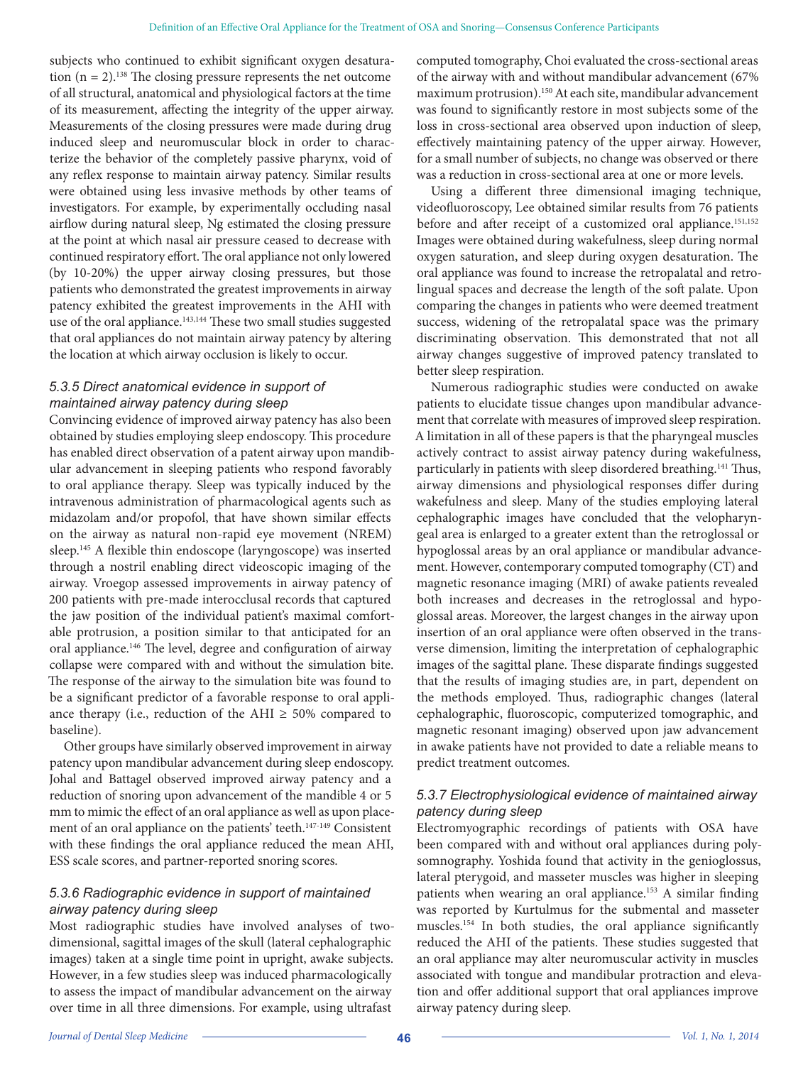subjects who continued to exhibit significant oxygen desaturation (n = 2).[138] The closing pressure represents the net outcome of all structural, anatomical and physiological factors at the time of its measurement, affecting the integrity of the upper airway. Measurements of the closing pressures were made during drug induced sleep and neuromuscular block in order to characterize the behavior of the completely passive pharynx, void of any reflex response to maintain airway patency. Similar results were obtained using less invasive methods by other teams of investigators. For example, by experimentally occluding nasal airflow during natural sleep, Ng estimated the closing pressure at the point at which nasal air pressure ceased to decrease with continued respiratory effort. The oral appliance not only lowered (by 10-20%) the upper airway closing pressures, but those patients who demonstrated the greatest improvements in airway patency exhibited the greatest improvements in the AHI with use of the oral appliance.[143,144] These two small studies suggested that oral appliances do not maintain airway patency by altering the location at which airway occlusion is likely to occur.

### *5.3.5 Direct anatomical evidence in support of maintained airway patency during sleep*

Convincing evidence of improved airway patency has also been obtained by studies employing sleep endoscopy. This procedure has enabled direct observation of a patent airway upon mandibular advancement in sleeping patients who respond favorably to oral appliance therapy. Sleep was typically induced by the intravenous administration of pharmacological agents such as midazolam and/or propofol, that have shown similar effects on the airway as natural non-rapid eye movement (NREM) sleep.[145] A flexible thin endoscope (laryngoscope) was inserted through a nostril enabling direct videoscopic imaging of the airway. Vroegop assessed improvements in airway patency of 200 patients with pre-made interocclusal records that captured the jaw position of the individual patient's maximal comfortable protrusion, a position similar to that anticipated for an oral appliance.[146] The level, degree and configuration of airway collapse were compared with and without the simulation bite. The response of the airway to the simulation bite was found to be a significant predictor of a favorable response to oral appliance therapy (i.e., reduction of the AHI ≥ 50% compared to baseline).

Other groups have similarly observed improvement in airway patency upon mandibular advancement during sleep endoscopy. Johal and Battagel observed improved airway patency and a reduction of snoring upon advancement of the mandible 4 or 5 mm to mimic the effect of an oral appliance as well as upon placement of an oral appliance on the patients' teeth.[147-149] Consistent with these findings the oral appliance reduced the mean AHI, ESS scale scores, and partner-reported snoring scores.

### *5.3.6 Radiographic evidence in support of maintained airway patency during sleep*

Most radiographic studies have involved analyses of two-dimensional, sagittal images of the skull (lateral cephalographic images) taken at a single time point in upright, awake subjects. However, in a few studies sleep was induced pharmacologically to assess the impact of mandibular advancement on the airway over time in all three dimensions. For example, using ultrafast computed tomography, Choi evaluated the cross-sectional areas of the airway with and without mandibular advancement (67% maximum protrusion).[150] At each site, mandibular advancement was found to significantly restore in most subjects some of the loss in cross-sectional area observed upon induction of sleep, effectively maintaining patency of the upper airway. However, for a small number of subjects, no change was observed or there was a reduction in cross-sectional area at one or more levels.

Using a different three dimensional imaging technique, videofluoroscopy, Lee obtained similar results from 76 patients before and after receipt of a customized oral appliance.[151,152] Images were obtained during wakefulness, sleep during normal oxygen saturation, and sleep during oxygen desaturation. The oral appliance was found to increase the retropalatal and retrolingual spaces and decrease the length of the soft palate. Upon comparing the changes in patients who were deemed treatment success, widening of the retropalatal space was the primary discriminating observation. This demonstrated that not all airway changes suggestive of improved patency translated to better sleep respiration.

Numerous radiographic studies were conducted on awake patients to elucidate tissue changes upon mandibular advancement that correlate with measures of improved sleep respiration. A limitation in all of these papers is that the pharyngeal muscles actively contract to assist airway patency during wakefulness, particularly in patients with sleep disordered breathing.[141] Thus, airway dimensions and physiological responses differ during wakefulness and sleep. Many of the studies employing lateral cephalographic images have concluded that the velopharyngeal area is enlarged to a greater extent than the retroglossal or hypoglossal areas by an oral appliance or mandibular advancement. However, contemporary computed tomography (CT) and magnetic resonance imaging (MRI) of awake patients revealed both increases and decreases in the retroglossal and hypoglossal areas. Moreover, the largest changes in the airway upon insertion of an oral appliance were often observed in the transverse dimension, limiting the interpretation of cephalographic images of the sagittal plane. These disparate findings suggested that the results of imaging studies are, in part, dependent on the methods employed. Thus, radiographic changes (lateral cephalographic, fluoroscopic, computerized tomographic, and magnetic resonant imaging) observed upon jaw advancement in awake patients have not provided to date a reliable means to predict treatment outcomes.

### *5.3.7 Electrophysiological evidence of maintained airway patency during sleep*

Electromyographic recordings of patients with OSA have been compared with and without oral appliances during polysomnography. Yoshida found that activity in the genioglossus, lateral pterygoid, and masseter muscles was higher in sleeping patients when wearing an oral appliance.[153] A similar finding was reported by Kurtulmus for the submental and masseter muscles.[154] In both studies, the oral appliance significantly reduced the AHI of the patients. These studies suggested that an oral appliance may alter neuromuscular activity in muscles associated with tongue and mandibular protraction and elevation and offer additional support that oral appliances improve airway patency during sleep.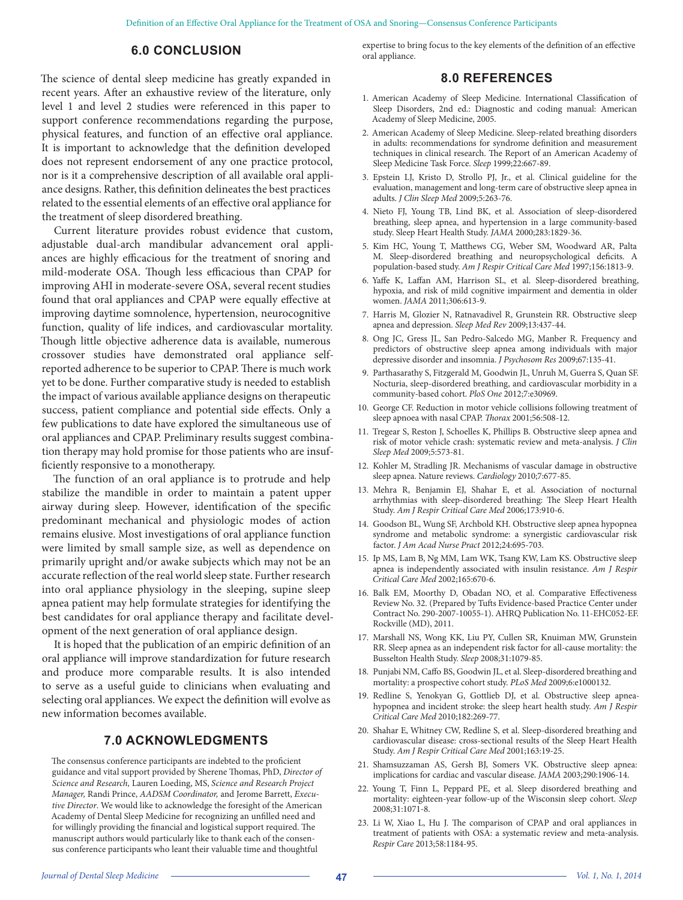## 6.0 CONCLUSION

The science of dental sleep medicine has greatly expanded in recent years. After an exhaustive review of the literature, only level 1 and level 2 studies were referenced in this paper to support conference recommendations regarding the purpose, physical features, and function of an effective oral appliance. It is important to acknowledge that the definition developed does not represent endorsement of any one practice protocol, nor is it a comprehensive description of all available oral appliance designs. Rather, this definition delineates the best practices related to the essential elements of an effective oral appliance for the treatment of sleep disordered breathing.

Current literature provides robust evidence that custom, adjustable dual-arch mandibular advancement oral appliances are highly efficacious for the treatment of snoring and mild-moderate OSA. Though less efficacious than CPAP for improving AHI in moderate-severe OSA, several recent studies found that oral appliances and CPAP were equally effective at improving daytime somnolence, hypertension, neurocognitive function, quality of life indices, and cardiovascular mortality. Though little objective adherence data is available, numerous crossover studies have demonstrated oral appliance self-reported adherence to be superior to CPAP. There is much work yet to be done. Further comparative study is needed to establish the impact of various available appliance designs on therapeutic success, patient compliance and potential side effects. Only a few publications to date have explored the simultaneous use of oral appliances and CPAP. Preliminary results suggest combination therapy may hold promise for those patients who are insufficiently responsive to a monotherapy.

The function of an oral appliance is to protrude and help stabilize the mandible in order to maintain a patent upper airway during sleep. However, identification of the specific predominant mechanical and physiologic modes of action remains elusive. Most investigations of oral appliance function were limited by small sample size, as well as dependence on primarily upright and/or awake subjects which may not be an accurate reflection of the real world sleep state. Further research into oral appliance physiology in the sleeping, supine sleep apnea patient may help formulate strategies for identifying the best candidates for oral appliance therapy and facilitate development of the next generation of oral appliance design.

It is hoped that the publication of an empiric definition of an oral appliance will improve standardization for future research and produce more comparable results. It is also intended to serve as a useful guide to clinicians when evaluating and selecting oral appliances. We expect the definition will evolve as new information becomes available.

## 7.0 ACKNOWLEDGMENTS

The consensus conference participants are indebted to the proficient guidance and vital support provided by Sherene Thomas, PhD, *Director of Science and Research,* Lauren Loeding, MS, *Science and Research Project Manager,* Randi Prince, *AADSM Coordinator,* and Jerome Barrett, *Executive Director*. We would like to acknowledge the foresight of the American Academy of Dental Sleep Medicine for recognizing an unfilled need and for willingly providing the financial and logistical support required. The manuscript authors would particularly like to thank each of the consensus conference participants who leant their valuable time and thoughtful expertise to bring focus to the key elements of the definition of an effective oral appliance.

## 8.0 REFERENCES

1. American Academy of Sleep Medicine. International Classification of Sleep Disorders, 2nd ed.: Diagnostic and coding manual: American Academy of Sleep Medicine, 2005.
2. American Academy of Sleep Medicine. Sleep-related breathing disorders in adults: recommendations for syndrome definition and measurement techniques in clinical research. The Report of an American Academy of Sleep Medicine Task Force. *Sleep* 1999;22:667-89.
3. Epstein LJ, Kristo D, Strollo PJ, Jr., et al. Clinical guideline for the evaluation, management and long-term care of obstructive sleep apnea in adults. *J Clin Sleep Med* 2009;5:263-76.
4. Nieto FJ, Young TB, Lind BK, et al. Association of sleep-disordered breathing, sleep apnea, and hypertension in a large community-based study. Sleep Heart Health Study. *JAMA* 2000;283:1829-36.
5. Kim HC, Young T, Matthews CG, Weber SM, Woodward AR, Palta M. Sleep-disordered breathing and neuropsychological deficits. A population-based study. *Am J Respir Critical Care Med* 1997;156:1813-9.
6. Yaffe K, Laffan AM, Harrison SL, et al. Sleep-disordered breathing, hypoxia, and risk of mild cognitive impairment and dementia in older women. *JAMA* 2011;306:613-9.
7. Harris M, Glozier N, Ratnavadivel R, Grunstein RR. Obstructive sleep apnea and depression. *Sleep Med Rev* 2009;13:437-44.
8. Ong JC, Gress JL, San Pedro-Salcedo MG, Manber R. Frequency and predictors of obstructive sleep apnea among individuals with major depressive disorder and insomnia. *J Psychosom Res* 2009;67:135-41.
9. Parthasarathy S, Fitzgerald M, Goodwin JL, Unruh M, Guerra S, Quan SF. Nocturia, sleep-disordered breathing, and cardiovascular morbidity in a community-based cohort. *PloS One* 2012;7:e30969.
10. George CF. Reduction in motor vehicle collisions following treatment of sleep apnoea with nasal CPAP. *Thorax* 2001;56:508-12.
11. Tregear S, Reston J, Schoelles K, Phillips B. Obstructive sleep apnea and risk of motor vehicle crash: systematic review and meta-analysis. *J Clin Sleep Med* 2009;5:573-81.
12. Kohler M, Stradling JR. Mechanisms of vascular damage in obstructive sleep apnea. Nature reviews. *Cardiology* 2010;7:677-85.
13. Mehra R, Benjamin EJ, Shahar E, et al. Association of nocturnal arrhythmias with sleep-disordered breathing: The Sleep Heart Health Study. *Am J Respir Critical Care Med* 2006;173:910-6.
14. Goodson BL, Wung SF, Archbold KH. Obstructive sleep apnea hypopnea syndrome and metabolic syndrome: a synergistic cardiovascular risk factor. *J Am Acad Nurse Pract* 2012;24:695-703.
15. Ip MS, Lam B, Ng MM, Lam WK, Tsang KW, Lam KS. Obstructive sleep apnea is independently associated with insulin resistance. *Am J Respir Critical Care Med* 2002;165:670-6.
16. Balk EM, Moorthy D, Obadan NO, et al. Comparative Effectiveness Review No. 32. (Prepared by Tufts Evidence-based Practice Center under Contract No. 290-2007-10055-1). AHRQ Publication No. 11-EHC052-EF. Rockville (MD), 2011.
17. Marshall NS, Wong KK, Liu PY, Cullen SR, Knuiman MW, Grunstein RR. Sleep apnea as an independent risk factor for all-cause mortality: the Busselton Health Study. *Sleep* 2008;31:1079-85.
18. Punjabi NM, Caffo BS, Goodwin JL, et al. Sleep-disordered breathing and mortality: a prospective cohort study. *PLoS Med* 2009;6:e1000132.
19. Redline S, Yenokyan G, Gottlieb DJ, et al. Obstructive sleep apnea-hypopnea and incident stroke: the sleep heart health study. *Am J Respir Critical Care Med* 2010;182:269-77.
20. Shahar E, Whitney CW, Redline S, et al. Sleep-disordered breathing and cardiovascular disease: cross-sectional results of the Sleep Heart Health Study. *Am J Respir Critical Care Med* 2001;163:19-25.
21. Shamsuzzaman AS, Gersh BJ, Somers VK. Obstructive sleep apnea: implications for cardiac and vascular disease. *JAMA* 2003;290:1906-14.
22. Young T, Finn L, Peppard PE, et al. Sleep disordered breathing and mortality: eighteen-year follow-up of the Wisconsin sleep cohort. *Sleep* 2008;31:1071-8.
23. Li W, Xiao L, Hu J. The comparison of CPAP and oral appliances in treatment of patients with OSA: a systematic review and meta-analysis. *Respir Care* 2013;58:1184-95.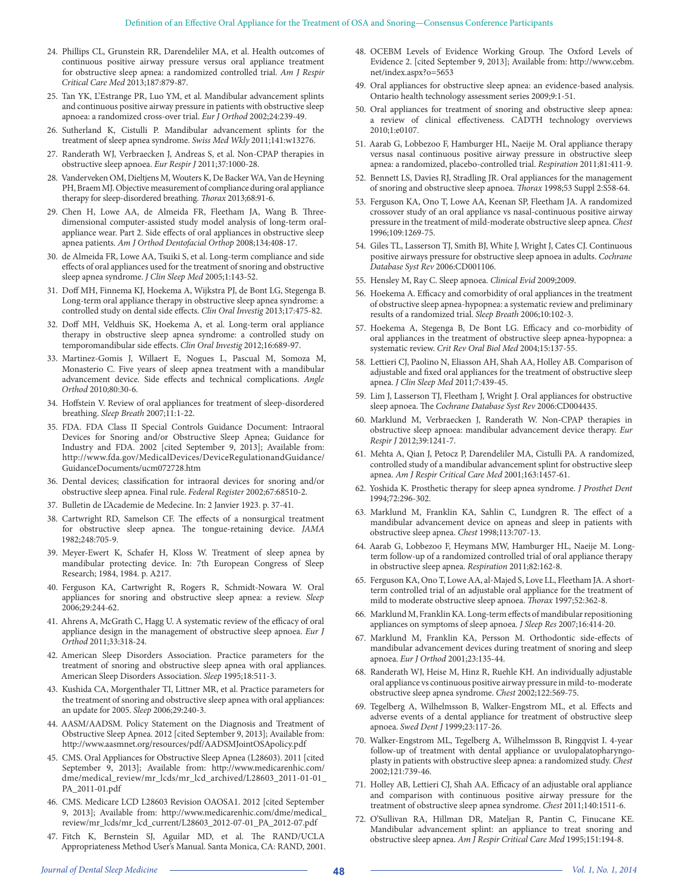24. Phillips CL, Grunstein RR, Darendeliler MA, et al. Health outcomes of continuous positive airway pressure versus oral appliance treatment for obstructive sleep apnea: a randomized controlled trial. *Am J Respir Critical Care Med* 2013;187:879-87.
25. Tan YK, L'Estrange PR, Luo YM, et al. Mandibular advancement splints and continuous positive airway pressure in patients with obstructive sleep apnoea: a randomized cross-over trial. *Eur J Orthod* 2002;24:239-49.
26. Sutherland K, Cistulli P. Mandibular advancement splints for the treatment of sleep apnea syndrome. *Swiss Med Wkly* 2011;141:w13276.
27. Randerath WJ, Verbraecken J, Andreas S, et al. Non-CPAP therapies in obstructive sleep apnoea. *Eur Respir J* 2011;37:1000-28.
28. Vanderveken OM, Dieltjens M, Wouters K, De Backer WA, Van de Heyning PH, Braem MJ. Objective measurement of compliance during oral appliance therapy for sleep-disordered breathing. *Thorax* 2013;68:91-6.
29. Chen H, Lowe AA, de Almeida FR, Fleetham JA, Wang B. Three-dimensional computer-assisted study model analysis of long-term oral-appliance wear. Part 2. Side effects of oral appliances in obstructive sleep apnea patients. *Am J Orthod Dentofacial Orthop* 2008;134:408-17.
30. de Almeida FR, Lowe AA, Tsuiki S, et al. Long-term compliance and side effects of oral appliances used for the treatment of snoring and obstructive sleep apnea syndrome. *J Clin Sleep Med* 2005;1:143-52.
31. Doff MH, Finnema KJ, Hoekema A, Wijkstra PJ, de Bont LG, Stegenga B. Long-term oral appliance therapy in obstructive sleep apnea syndrome: a controlled study on dental side effects. *Clin Oral Investig* 2013;17:475-82.
32. Doff MH, Veldhuis SK, Hoekema A, et al. Long-term oral appliance therapy in obstructive sleep apnea syndrome: a controlled study on temporomandibular side effects. *Clin Oral Investig* 2012;16:689-97.
33. Martinez-Gomis J, Willaert E, Nogues L, Pascual M, Somoza M, Monasterio C. Five years of sleep apnea treatment with a mandibular advancement device. Side effects and technical complications. *Angle Orthod* 2010;80:30-6.
34. Hoffstein V. Review of oral appliances for treatment of sleep-disordered breathing. *Sleep Breath* 2007;11:1-22.
35. FDA. FDA Class II Special Controls Guidance Document: Intraoral Devices for Snoring and/or Obstructive Sleep Apnea; Guidance for Industry and FDA. 2002 [cited September 9, 2013]; Available from: http://www.fda.gov/MedicalDevices/DeviceRegulationandGuidance/GuidanceDocuments/ucm072728.htm
36. Dental devices; classification for intraoral devices for snoring and/or obstructive sleep apnea. Final rule. *Federal Register* 2002;67:68510-2.
37. Bulletin de L'Academie de Medecine. In: 2 Janvier 1923. p. 37-41.
38. Cartwright RD, Samelson CF. The effects of a nonsurgical treatment for obstructive sleep apnea. The tongue-retaining device. *JAMA* 1982;248:705-9.
39. Meyer-Ewert K, Schafer H, Kloss W. Treatment of sleep apnea by mandibular protecting device. In: 7th European Congress of Sleep Research; 1984, 1984. p. A217.
40. Ferguson KA, Cartwright R, Rogers R, Schmidt-Nowara W. Oral appliances for snoring and obstructive sleep apnea: a review. *Sleep* 2006;29:244-62.
41. Ahrens A, McGrath C, Hagg U. A systematic review of the efficacy of oral appliance design in the management of obstructive sleep apnoea. *Eur J Orthod* 2011;33:318-24.
42. American Sleep Disorders Association. Practice parameters for the treatment of snoring and obstructive sleep apnea with oral appliances. American Sleep Disorders Association. *Sleep* 1995;18:511-3.
43. Kushida CA, Morgenthaler TI, Littner MR, et al. Practice parameters for the treatment of snoring and obstructive sleep apnea with oral appliances: an update for 2005. *Sleep* 2006;29:240-3.
44. AASM/AADSM. Policy Statement on the Diagnosis and Treatment of Obstructive Sleep Apnea. 2012 [cited September 9, 2013]; Available from: http://www.aasmnet.org/resources/pdf/AADSMJointOSApolicy.pdf
45. CMS. Oral Appliances for Obstructive Sleep Apnea (L28603). 2011 [cited September 9, 2013]; Available from: http://www.medicarenhic.com/dme/medical_review/mr_lcds/mr_lcd_archived/L28603_2011-01-01_PA_2011-01.pdf
46. CMS. Medicare LCD L28603 Revision OAOSA1. 2012 [cited September 9, 2013]; Available from: http://www.medicarenhic.com/dme/medical_review/mr_lcds/mr_lcd_current/L28603_2012-07-01_PA_2012-07.pdf
47. Fitch K, Bernstein SJ, Aguilar MD, et al. The RAND/UCLA Appropriateness Method User's Manual. Santa Monica, CA: RAND, 2001.
48. OCEBM Levels of Evidence Working Group. The Oxford Levels of Evidence 2. [cited September 9, 2013]; Available from: http://www.cebm.net/index.aspx?o=5653
49. Oral appliances for obstructive sleep apnea: an evidence-based analysis. Ontario health technology assessment series 2009;9:1-51.
50. Oral appliances for treatment of snoring and obstructive sleep apnea: a review of clinical effectiveness. CADTH technology overviews 2010;1:e0107.
51. Aarab G, Lobbezoo F, Hamburger HL, Naeije M. Oral appliance therapy versus nasal continuous positive airway pressure in obstructive sleep apnea: a randomized, placebo-controlled trial. *Respiration* 2011;81:411-9.
52. Bennett LS, Davies RJ, Stradling JR. Oral appliances for the management of snoring and obstructive sleep apnoea. *Thorax* 1998;53 Suppl 2:S58-64.
53. Ferguson KA, Ono T, Lowe AA, Keenan SP, Fleetham JA. A randomized crossover study of an oral appliance vs nasal-continuous positive airway pressure in the treatment of mild-moderate obstructive sleep apnea. *Chest* 1996;109:1269-75.
54. Giles TL, Lasserson TJ, Smith BJ, White J, Wright J, Cates CJ. Continuous positive airways pressure for obstructive sleep apnoea in adults. *Cochrane Database Syst Rev* 2006:CD001106.
55. Hensley M, Ray C. Sleep apnoea. *Clinical Evid* 2009;2009.
56. Hoekema A. Efficacy and comorbidity of oral appliances in the treatment of obstructive sleep apnea-hypopnea: a systematic review and preliminary results of a randomized trial. *Sleep Breath* 2006;10:102-3.
57. Hoekema A, Stegenga B, De Bont LG. Efficacy and co-morbidity of oral appliances in the treatment of obstructive sleep apnea-hypopnea: a systematic review. *Crit Rev Oral Biol Med* 2004;15:137-55.
58. Lettieri CJ, Paolino N, Eliasson AH, Shah AA, Holley AB. Comparison of adjustable and fixed oral appliances for the treatment of obstructive sleep apnea. *J Clin Sleep Med* 2011;7:439-45.
59. Lim J, Lasserson TJ, Fleetham J, Wright J. Oral appliances for obstructive sleep apnoea. The *Cochrane Database Syst Rev* 2006:CD004435.
60. Marklund M, Verbraecken J, Randerath W. Non-CPAP therapies in obstructive sleep apnoea: mandibular advancement device therapy. *Eur Respir J* 2012;39:1241-7.
61. Mehta A, Qian J, Petocz P, Darendeliler MA, Cistulli PA. A randomized, controlled study of a mandibular advancement splint for obstructive sleep apnea. *Am J Respir Critical Care Med* 2001;163:1457-61.
62. Yoshida K. Prosthetic therapy for sleep apnea syndrome. *J Prosthet Dent* 1994;72:296-302.
63. Marklund M, Franklin KA, Sahlin C, Lundgren R. The effect of a mandibular advancement device on apneas and sleep in patients with obstructive sleep apnea. *Chest* 1998;113:707-13.
64. Aarab G, Lobbezoo F, Heymans MW, Hamburger HL, Naeije M. Long-term follow-up of a randomized controlled trial of oral appliance therapy in obstructive sleep apnea. *Respiration* 2011;82:162-8.
65. Ferguson KA, Ono T, Lowe AA, al-Majed S, Love LL, Fleetham JA. A short-term controlled trial of an adjustable oral appliance for the treatment of mild to moderate obstructive sleep apnoea. *Thorax* 1997;52:362-8.
66. Marklund M, Franklin KA. Long-term effects of mandibular repositioning appliances on symptoms of sleep apnoea. *J Sleep Res* 2007;16:414-20.
67. Marklund M, Franklin KA, Persson M. Orthodontic side-effects of mandibular advancement devices during treatment of snoring and sleep apnoea. *Eur J Orthod* 2001;23:135-44.
68. Randerath WJ, Heise M, Hinz R, Ruehle KH. An individually adjustable oral appliance vs continuous positive airway pressure in mild-to-moderate obstructive sleep apnea syndrome. *Chest* 2002;122:569-75.
69. Tegelberg A, Wilhelmsson B, Walker-Engstrom ML, et al. Effects and adverse events of a dental appliance for treatment of obstructive sleep apnoea. *Swed Dent J* 1999;23:117-26.
70. Walker-Engstrom ML, Tegelberg A, Wilhelmsson B, Ringqvist I. 4-year follow-up of treatment with dental appliance or uvulopalatopharyngoplasty in patients with obstructive sleep apnea: a randomized study. *Chest* 2002;121:739-46.
71. Holley AB, Lettieri CJ, Shah AA. Efficacy of an adjustable oral appliance and comparison with continuous positive airway pressure for the treatment of obstructive sleep apnea syndrome. *Chest* 2011;140:1511-6.
72. O'Sullivan RA, Hillman DR, Mateljan R, Pantin C, Finucane KE. Mandibular advancement splint: an appliance to treat snoring and obstructive sleep apnea. *Am J Respir Critical Care Med* 1995;151:194-8.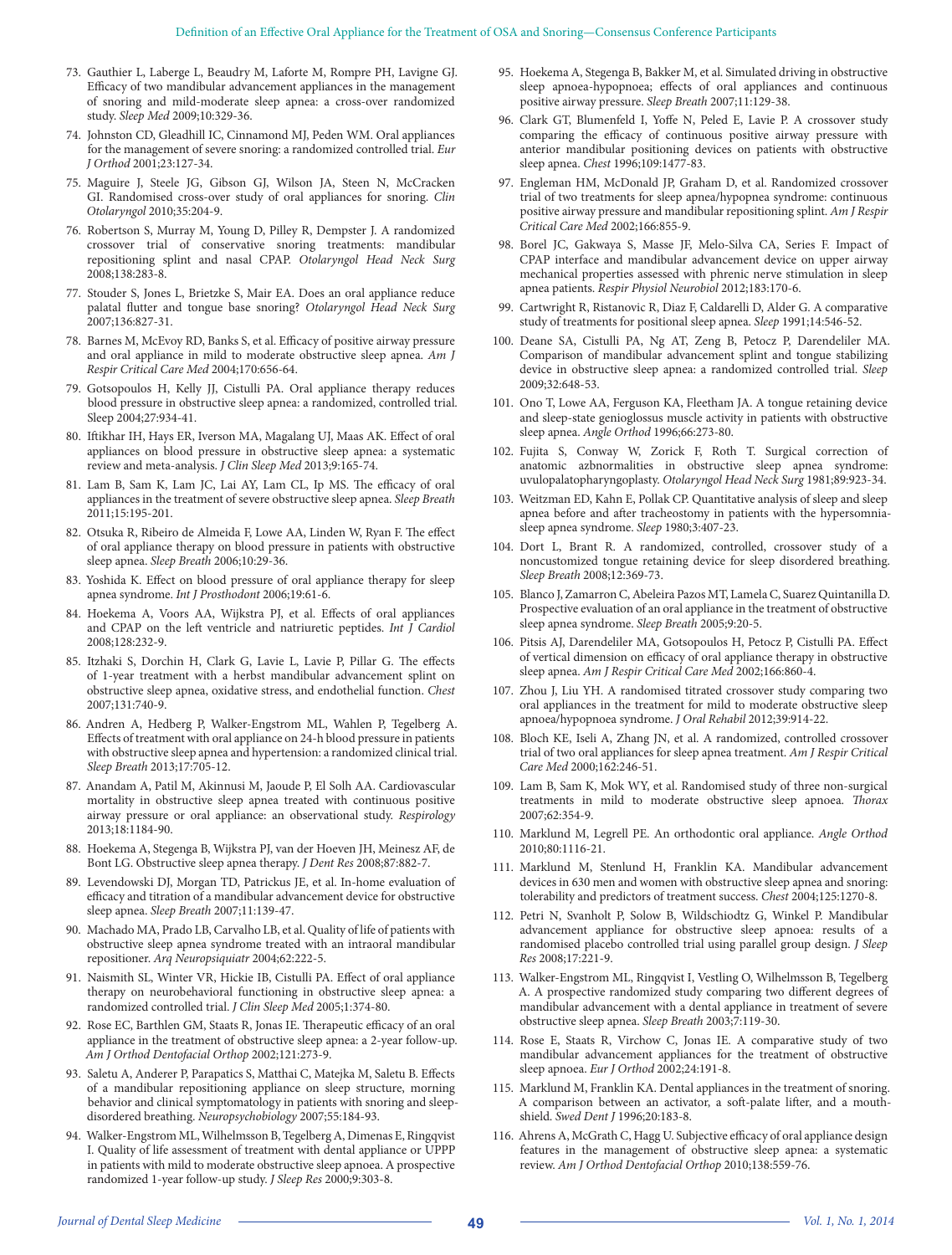73. Gauthier L, Laberge L, Beaudry M, Laforte M, Rompre PH, Lavigne GJ. Efficacy of two mandibular advancement appliances in the management of snoring and mild-moderate sleep apnea: a cross-over randomized study. *Sleep Med* 2009;10:329-36.
74. Johnston CD, Gleadhill IC, Cinnamond MJ, Peden WM. Oral appliances for the management of severe snoring: a randomized controlled trial. *Eur J Orthod* 2001;23:127-34.
75. Maguire J, Steele JG, Gibson GJ, Wilson JA, Steen N, McCracken GI. Randomised cross-over study of oral appliances for snoring. *Clin Otolaryngol* 2010;35:204-9.
76. Robertson S, Murray M, Young D, Pilley R, Dempster J. A randomized crossover trial of conservative snoring treatments: mandibular repositioning splint and nasal CPAP. *Otolaryngol Head Neck Surg* 2008;138:283-8.
77. Stouder S, Jones L, Brietzke S, Mair EA. Does an oral appliance reduce palatal flutter and tongue base snoring? *Otolaryngol Head Neck Surg* 2007;136:827-31.
78. Barnes M, McEvoy RD, Banks S, et al. Efficacy of positive airway pressure and oral appliance in mild to moderate obstructive sleep apnea. *Am J Respir Critical Care Med* 2004;170:656-64.
79. Gotsopoulos H, Kelly JJ, Cistulli PA. Oral appliance therapy reduces blood pressure in obstructive sleep apnea: a randomized, controlled trial. Sleep 2004;27:934-41.
80. Iftikhar IH, Hays ER, Iverson MA, Magalang UJ, Maas AK. Effect of oral appliances on blood pressure in obstructive sleep apnea: a systematic review and meta-analysis. *J Clin Sleep Med* 2013;9:165-74.
81. Lam B, Sam K, Lam JC, Lai AY, Lam CL, Ip MS. The efficacy of oral appliances in the treatment of severe obstructive sleep apnea. *Sleep Breath* 2011;15:195-201.
82. Otsuka R, Ribeiro de Almeida F, Lowe AA, Linden W, Ryan F. The effect of oral appliance therapy on blood pressure in patients with obstructive sleep apnea. *Sleep Breath* 2006;10:29-36.
83. Yoshida K. Effect on blood pressure of oral appliance therapy for sleep apnea syndrome. *Int J Prosthodont* 2006;19:61-6.
84. Hoekema A, Voors AA, Wijkstra PJ, et al. Effects of oral appliances and CPAP on the left ventricle and natriuretic peptides. *Int J Cardiol* 2008;128:232-9.
85. Itzhaki S, Dorchin H, Clark G, Lavie L, Lavie P, Pillar G. The effects of 1-year treatment with a herbst mandibular advancement splint on obstructive sleep apnea, oxidative stress, and endothelial function. *Chest* 2007;131:740-9.
86. Andren A, Hedberg P, Walker-Engstrom ML, Wahlen P, Tegelberg A. Effects of treatment with oral appliance on 24-h blood pressure in patients with obstructive sleep apnea and hypertension: a randomized clinical trial. *Sleep Breath* 2013;17:705-12.
87. Anandam A, Patil M, Akinnusi M, Jaoude P, El Solh AA. Cardiovascular mortality in obstructive sleep apnoea treated with continuous positive airway pressure or oral appliance: an observational study. *Respirology* 2013;18:1184-90.
88. Hoekema A, Stegenga B, Wijkstra PJ, van der Hoeven JH, Meinesz AF, de Bont LG. Obstructive sleep apnea therapy. *J Dent Res* 2008;87:882-7.
89. Levendowski DJ, Morgan TD, Patrickus JE, et al. In-home evaluation of efficacy and titration of a mandibular advancement device for obstructive sleep apnea. *Sleep Breath* 2007;11:139-47.
90. Machado MA, Prado LB, Carvalho LB, et al. Quality of life of patients with obstructive sleep apnea syndrome treated with an intraoral mandibular repositioner. *Arq Neuropsiquiatr* 2004;62:222-5.
91. Naismith SL, Winter VR, Hickie IB, Cistulli PA. Effect of oral appliance therapy on neurobehavioral functioning in obstructive sleep apnea: a randomized controlled trial. *J Clin Sleep Med* 2005;1:374-80.
92. Rose EC, Barthlen GM, Staats R, Jonas IE. Therapeutic efficacy of an oral appliance in the treatment of obstructive sleep apnea: a 2-year follow-up. *Am J Orthod Dentofacial Orthop* 2002;121:273-9.
93. Saletu A, Anderer P, Parapatics S, Matthai C, Matejka M, Saletu B. Effects of a mandibular repositioning appliance on sleep structure, morning behavior and clinical symptomatology in patients with snoring and sleep-disordered breathing. *Neuropsychobiology* 2007;55:184-93.
94. Walker-Engstrom ML, Wilhelmsson B, Tegelberg A, Dimenas E, Ringqvist I. Quality of life assessment of treatment with dental appliance or UPPP in patients with mild to moderate obstructive sleep apnoea. A prospective randomized 1-year follow-up study. *J Sleep Res* 2000;9:303-8.
95. Hoekema A, Stegenga B, Bakker M, et al. Simulated driving in obstructive sleep apnoea-hypopnoea; effects of oral appliances and continuous positive airway pressure. *Sleep Breath* 2007;11:129-38.
96. Clark GT, Blumenfeld I, Yoffe N, Peled E, Lavie P. A crossover study comparing the efficacy of continuous positive airway pressure with anterior mandibular positioning devices on patients with obstructive sleep apnea. *Chest* 1996;109:1477-83.
97. Engleman HM, McDonald JP, Graham D, et al. Randomized crossover trial of two treatments for sleep apnea/hypopnea syndrome: continuous positive airway pressure and mandibular repositioning splint. *Am J Respir Critical Care Med* 2002;166:855-9.
98. Borel JC, Gakwaya S, Masse JF, Melo-Silva CA, Series F. Impact of CPAP interface and mandibular advancement device on upper airway mechanical properties assessed with phrenic nerve stimulation in sleep apnea patients. *Respir Physiol Neurobiol* 2012;183:170-6.
99. Cartwright R, Ristanovic R, Diaz F, Caldarelli D, Alder G. A comparative study of treatments for positional sleep apnea. *Sleep* 1991;14:546-52.
100. Deane SA, Cistulli PA, Ng AT, Zeng B, Petocz P, Darendeliler MA. Comparison of mandibular advancement splint and tongue stabilizing device in obstructive sleep apnea: a randomized controlled trial. *Sleep* 2009;32:648-53.
101. Ono T, Lowe AA, Ferguson KA, Fleetham JA. A tongue retaining device and sleep-state genioglossus muscle activity in patients with obstructive sleep apnea. *Angle Orthod* 1996;66:273-80.
102. Fujita S, Conway W, Zorick F, Roth T. Surgical correction of anatomic azbnormalities in obstructive sleep apnea syndrome: uvulopalatopharyngoplasty. *Otolaryngol Head Neck Surg* 1981;89:923-34.
103. Weitzman ED, Kahn E, Pollak CP. Quantitative analysis of sleep and sleep apnea before and after tracheostomy in patients with the hypersomnia-sleep apnea syndrome. *Sleep* 1980;3:407-23.
104. Dort L, Brant R. A randomized, controlled, crossover study of a noncustomized tongue retaining device for sleep disordered breathing. *Sleep Breath* 2008;12:369-73.
105. Blanco J, Zamarron C, Abeleira Pazos MT, Lamela C, Suarez Quintanilla D. Prospective evaluation of an oral appliance in the treatment of obstructive sleep apnea syndrome. *Sleep Breath* 2005;9:20-5.
106. Pitsis AJ, Darendeliler MA, Gotsopoulos H, Petocz P, Cistulli PA. Effect of vertical dimension on efficacy of oral appliance therapy in obstructive sleep apnea. *Am J Respir Critical Care Med* 2002;166:860-4.
107. Zhou J, Liu YH. A randomised titrated crossover study comparing two oral appliances in the treatment for mild to moderate obstructive sleep apnoea/hypopnoea syndrome. *J Oral Rehabil* 2012;39:914-22.
108. Bloch KE, Iseli A, Zhang JN, et al. A randomized, controlled crossover trial of two oral appliances for sleep apnea treatment. *Am J Respir Critical Care Med* 2000;162:246-51.
109. Lam B, Sam K, Mok WY, et al. Randomised study of three non-surgical treatments in mild to moderate obstructive sleep apnoea. *Thorax* 2007;62:354-9.
110. Marklund M, Legrell PE. An orthodontic oral appliance. *Angle Orthod* 2010;80:1116-21.
111. Marklund M, Stenlund H, Franklin KA. Mandibular advancement devices in 630 men and women with obstructive sleep apnea and snoring: tolerability and predictors of treatment success. *Chest* 2004;125:1270-8.
112. Petri N, Svanholt P, Solow B, Wildschiodtz G, Winkel P. Mandibular advancement appliance for obstructive sleep apnoea: results of a randomised placebo controlled trial using parallel group design. *J Sleep Res* 2008;17:221-9.
113. Walker-Engstrom ML, Ringqvist I, Vestling O, Wilhelmsson B, Tegelberg A. A prospective randomized study comparing two different degrees of mandibular advancement with a dental appliance in treatment of severe obstructive sleep apnea. *Sleep Breath* 2003;7:119-30.
114. Rose E, Staats R, Virchow C, Jonas IE. A comparative study of two mandibular advancement appliances for the treatment of obstructive sleep apnoea. *Eur J Orthod* 2002;24:191-8.
115. Marklund M, Franklin KA. Dental appliances in the treatment of snoring. A comparison between an activator, a soft-palate lifter, and a mouth-shield. *Swed Dent J* 1996;20:183-8.
116. Ahrens A, McGrath C, Hagg U. Subjective efficacy of oral appliance design features in the management of obstructive sleep apnea: a systematic review. *Am J Orthod Dentofacial Orthop* 2010;138:559-76.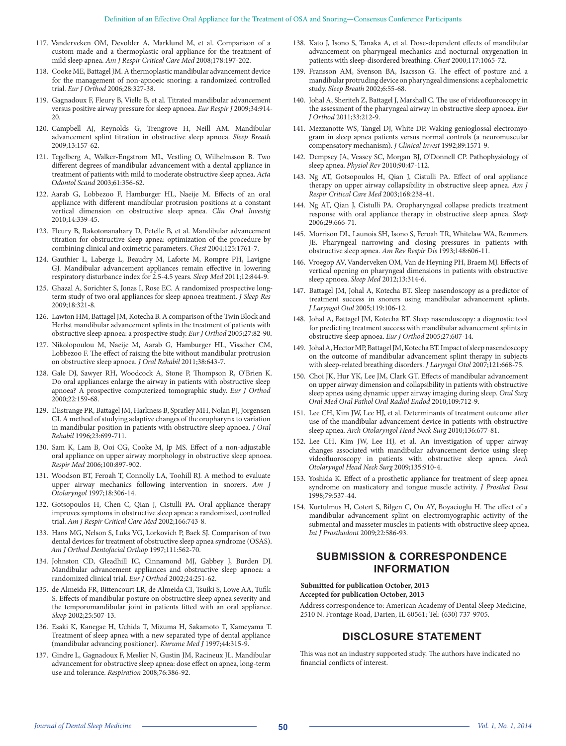117. Vanderveken OM, Devolder A, Marklund M, et al. Comparison of a custom-made and a thermoplastic oral appliance for the treatment of mild sleep apnea. *Am J Respir Critical Care Med* 2008;178:197-202.
118. Cooke ME, Battagel JM. A thermoplastic mandibular advancement device for the management of non-apnoeic snoring: a randomized controlled trial. *Eur J Orthod* 2006;28:327-38.
119. Gagnadoux F, Fleury B, Vielle B, et al. Titrated mandibular advancement versus positive airway pressure for sleep apnoea. *Eur Respir J* 2009;34:914-20.
120. Campbell AJ, Reynolds G, Trengrove H, Neill AM. Mandibular advancement splint titration in obstructive sleep apnoea. *Sleep Breath* 2009;13:157-62.
121. Tegelberg A, Walker-Engstrom ML, Vestling O, Wilhelmsson B. Two different degrees of mandibular advancement with a dental appliance in treatment of patients with mild to moderate obstructive sleep apnea. *Acta Odontol Scand* 2003;61:356-62.
122. Aarab G, Lobbezoo F, Hamburger HL, Naeije M. Effects of an oral appliance with different mandibular protrusion positions at a constant vertical dimension on obstructive sleep apnea. *Clin Oral Investig* 2010;14:339-45.
123. Fleury B, Rakotonanahary D, Petelle B, et al. Mandibular advancement titration for obstructive sleep apnea: optimization of the procedure by combining clinical and oximetric parameters. *Chest* 2004;125:1761-7.
124. Gauthier L, Laberge L, Beaudry M, Laforte M, Rompre PH, Lavigne GJ. Mandibular advancement appliances remain effective in lowering respiratory disturbance index for 2.5-4.5 years. *Sleep Med* 2011;12:844-9.
125. Ghazal A, Sorichter S, Jonas I, Rose EC. A randomized prospective long-term study of two oral appliances for sleep apnoea treatment. *J Sleep Res* 2009;18:321-8.
126. Lawton HM, Battagel JM, Kotecha B. A comparison of the Twin Block and Herbst mandibular advancement splints in the treatment of patients with obstructive sleep apnoea: a prospective study. *Eur J Orthod* 2005;27:82-90.
127. Nikolopoulou M, Naeije M, Aarab G, Hamburger HL, Visscher CM, Lobbezoo F. The effect of raising the bite without mandibular protrusion on obstructive sleep apnoea. *J Oral Rehabil* 2011;38:643-7.
128. Gale DJ, Sawyer RH, Woodcock A, Stone P, Thompson R, O'Brien K. Do oral appliances enlarge the airway in patients with obstructive sleep apnoea? A prospective computerized tomographic study. *Eur J Orthod* 2000;22:159-68.
129. L'Estrange PR, Battagel JM, Harkness B, Spratley MH, Nolan PJ, Jorgensen GI. A method of studying adaptive changes of the oropharynx to variation in mandibular position in patients with obstructive sleep apnoea. *J Oral Rehabil* 1996;23:699-711.
130. Sam K, Lam B, Ooi CG, Cooke M, Ip MS. Effect of a non-adjustable oral appliance on upper airway morphology in obstructive sleep apnoea. *Respir Med* 2006;100:897-902.
131. Woodson BT, Feroah T, Connolly LA, Toohill RJ. A method to evaluate upper airway mechanics following intervention in snorers. *Am J Otolaryngol* 1997;18:306-14.
132. Gotsopoulos H, Chen C, Qian J, Cistulli PA. Oral appliance therapy improves symptoms in obstructive sleep apnea: a randomized, controlled trial. *Am J Respir Critical Care Med* 2002;166:743-8.
133. Hans MG, Nelson S, Luks VG, Lorkovich P, Baek SJ. Comparison of two dental devices for treatment of obstructive sleep apnea syndrome (OSAS). *Am J Orthod Dentofacial Orthop* 1997;111:562-70.
134. Johnston CD, Gleadhill IC, Cinnamond MJ, Gabbey J, Burden DJ. Mandibular advancement appliances and obstructive sleep apnoea: a randomized clinical trial. *Eur J Orthod* 2002;24:251-62.
135. de Almeida FR, Bittencourt LR, de Almeida CI, Tsuiki S, Lowe AA, Tufik S. Effects of mandibular posture on obstructive sleep apnea severity and the temporomandibular joint in patients fitted with an oral appliance. *Sleep* 2002;25:507-13.
136. Esaki K, Kanegae H, Uchida T, Mizuma H, Sakamoto T, Kameyama T. Treatment of sleep apnea with a new separated type of dental appliance (mandibular advancing positioner). *Kurume Med J* 1997;44:315-9.
137. Gindre L, Gagnadoux F, Meslier N, Gustin JM, Racineux JL. Mandibular advancement for obstructive sleep apnea: dose effect on apnea, long-term use and tolerance. *Respiration* 2008;76:386-92.
138. Kato J, Isono S, Tanaka A, et al. Dose-dependent effects of mandibular advancement on pharyngeal mechanics and nocturnal oxygenation in patients with sleep-disordered breathing. *Chest* 2000;117:1065-72.
139. Fransson AM, Svenson BA, Isacsson G. The effect of posture and a mandibular protruding device on pharyngeal dimensions: a cephalometric study. *Sleep Breath* 2002;6:55-68.
140. Johal A, Sheriteh Z, Battagel J, Marshall C. The use of videofluoroscopy in the assessment of the pharyngeal airway in obstructive sleep apnoea. *Eur J Orthod* 2011;33:212-9.
141. Mezzanotte WS, Tangel DJ, White DP. Waking genioglossal electromyogram in sleep apnea patients versus normal controls (a neuromuscular compensatory mechanism). *J Clinical Invest* 1992;89:1571-9.
142. Dempsey JA, Veasey SC, Morgan BJ, O'Donnell CP. Pathophysiology of sleep apnea. *Physiol Rev* 2010;90:47-112.
143. Ng AT, Gotsopoulos H, Qian J, Cistulli PA. Effect of oral appliance therapy on upper airway collapsibility in obstructive sleep apnea. *Am J Respir Critical Care Med* 2003;168:238-41.
144. Ng AT, Qian J, Cistulli PA. Oropharyngeal collapse predicts treatment response with oral appliance therapy in obstructive sleep apnea. *Sleep* 2006;29:666-71.
145. Morrison DL, Launois SH, Isono S, Feroah TR, Whitelaw WA, Remmers JE. Pharyngeal narrowing and closing pressures in patients with obstructive sleep apnea. *Am Rev Respir Dis* 1993;148:606-11.
146. Vroegop AV, Vanderveken OM, Van de Heyning PH, Braem MJ. Effects of vertical opening on pharyngeal dimensions in patients with obstructive sleep apnoea. *Sleep Med* 2012;13:314-6.
147. Battagel JM, Johal A, Kotecha BT. Sleep nasendoscopy as a predictor of treatment success in snorers using mandibular advancement splints. *J Laryngol Otol* 2005;119:106-12.
148. Johal A, Battagel JM, Kotecha BT. Sleep nasendoscopy: a diagnostic tool for predicting treatment success with mandibular advancement splints in obstructive sleep apnoea. *Eur J Orthod* 2005;27:607-14.
149. Johal A, Hector MP, Battagel JM, Kotecha BT. Impact of sleep nasendoscopy on the outcome of mandibular advancement splint therapy in subjects with sleep-related breathing disorders. *J Laryngol Otol* 2007;121:668-75.
150. Choi JK, Hur YK, Lee JM, Clark GT. Effects of mandibular advancement on upper airway dimension and collapsibility in patients with obstructive sleep apnea using dynamic upper airway imaging during sleep. *Oral Surg Oral Med Oral Pathol Oral Radiol Endod* 2010;109:712-9.
151. Lee CH, Kim JW, Lee HJ, et al. Determinants of treatment outcome after use of the mandibular advancement device in patients with obstructive sleep apnea. *Arch Otolaryngol Head Neck Surg* 2010;136:677-81.
152. Lee CH, Kim JW, Lee HJ, et al. An investigation of upper airway changes associated with mandibular advancement device using sleep videofluoroscopy in patients with obstructive sleep apnea. *Arch Otolaryngol Head Neck Surg* 2009;135:910-4.
153. Yoshida K. Effect of a prosthetic appliance for treatment of sleep apnea syndrome on masticatory and tongue muscle activity. *J Prosthet Dent* 1998;79:537-44.
154. Kurtulmus H, Cotert S, Bilgen C, On AY, Boyacioglu H. The effect of a mandibular advancement splint on electromyographic activity of the submental and masseter muscles in patients with obstructive sleep apnea. *Int J Prosthodont* 2009;22:586-93.

## SUBMISSION & CORRESPONDENCE INFORMATION

**Submitted for publication October, 2013**
**Accepted for publication October, 2013**

Address correspondence to: American Academy of Dental Sleep Medicine, 2510 N. Frontage Road, Darien, IL 60561; Tel: (630) 737-9705.

## DISCLOSURE STATEMENT

This was not an industry supported study. The authors have indicated no financial conflicts of interest.